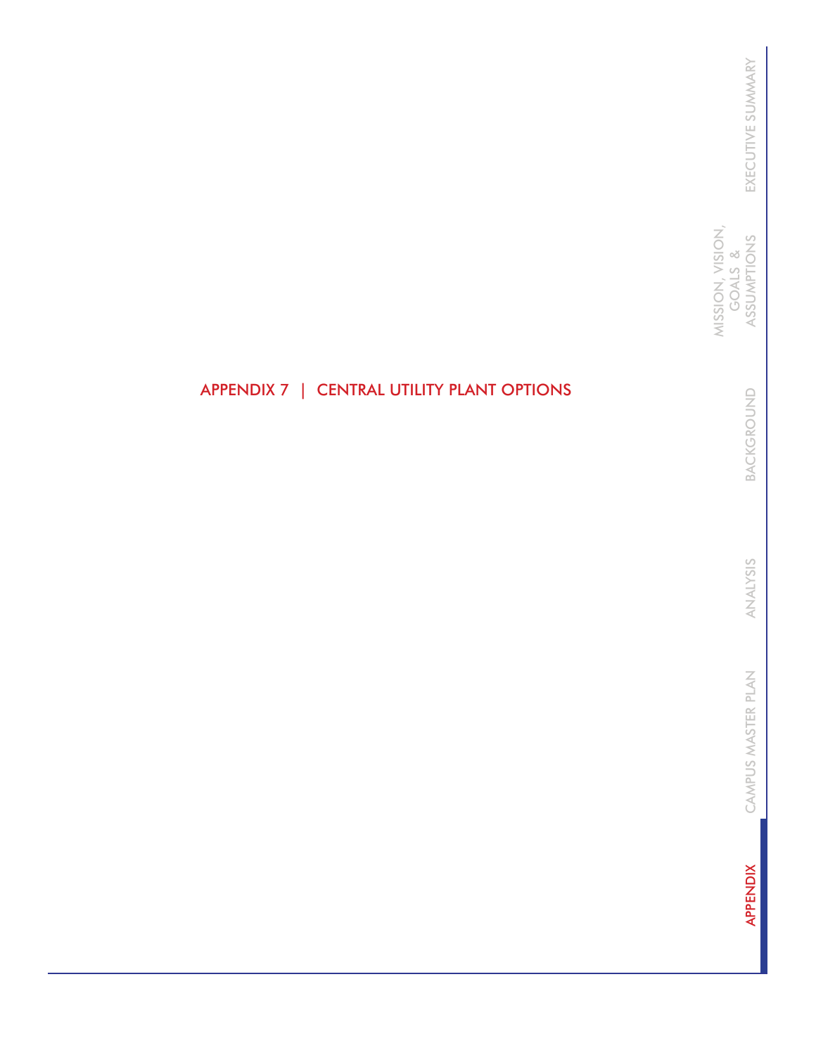# APPENDIX 7 | CENTRAL UTILITY PLANT OPTIONS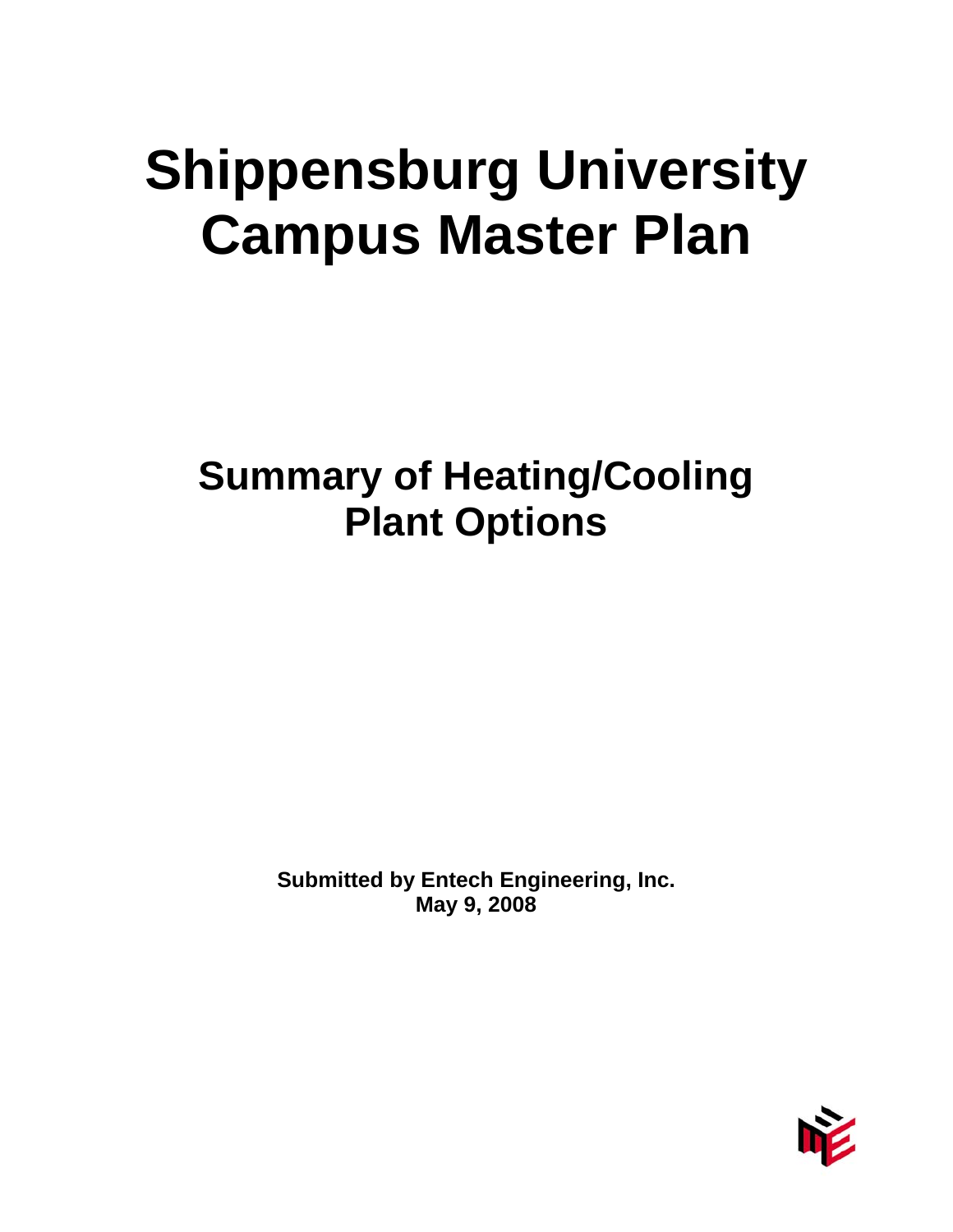# Shippensburg University Campus Master Plan

## Summary of Heating/Cooling Plant Options

**Submitted by Entech Engineering, Inc.**
**May 9, 2008**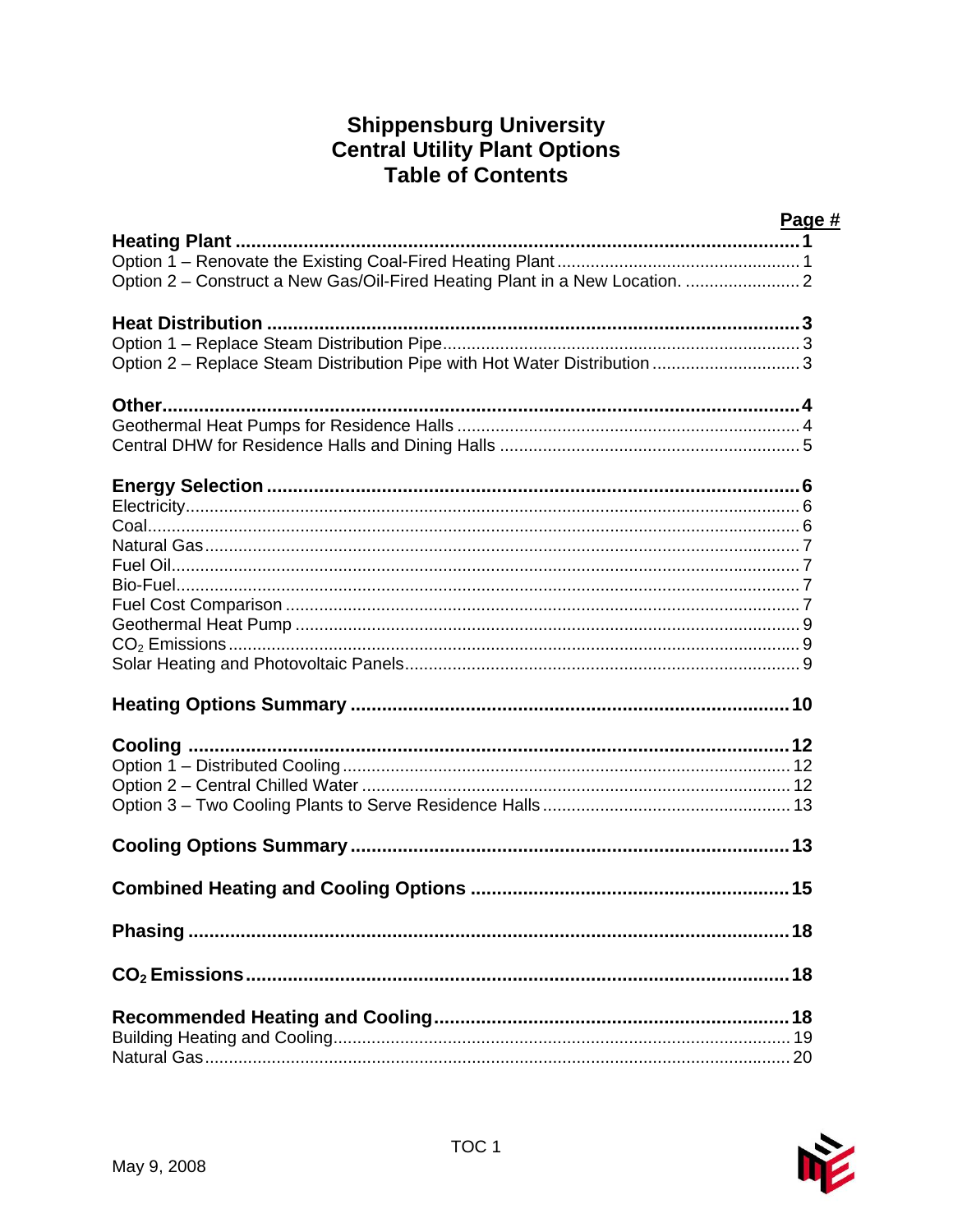# Shippensburg University
# Central Utility Plant Options
# Table of Contents

| | Page # |
|---|---|
| **Heating Plant** | **1** |
| Option 1 – Renovate the Existing Coal-Fired Heating Plant | 1 |
| Option 2 – Construct a New Gas/Oil-Fired Heating Plant in a New Location. | 2 |
| **Heat Distribution** | **3** |
| Option 1 – Replace Steam Distribution Pipe | 3 |
| Option 2 – Replace Steam Distribution Pipe with Hot Water Distribution | 3 |
| **Other** | **4** |
| Geothermal Heat Pumps for Residence Halls | 4 |
| Central DHW for Residence Halls and Dining Halls | 5 |
| **Energy Selection** | **6** |
| Electricity | 6 |
| Coal | 6 |
| Natural Gas | 7 |
| Fuel Oil | 7 |
| Bio-Fuel | 7 |
| Fuel Cost Comparison | 7 |
| Geothermal Heat Pump | 9 |
| $CO_2$ Emissions | 9 |
| Solar Heating and Photovoltaic Panels | 9 |
| **Heating Options Summary** | **10** |
| **Cooling** | **12** |
| Option 1 – Distributed Cooling | 12 |
| Option 2 – Central Chilled Water | 12 |
| Option 3 – Two Cooling Plants to Serve Residence Halls | 13 |
| **Cooling Options Summary** | **13** |
| **Combined Heating and Cooling Options** | **15** |
| **Phasing** | **18** |
| **$CO_2$ Emissions** | **18** |
| **Recommended Heating and Cooling** | **18** |
| Building Heating and Cooling | 19 |
| Natural Gas | 20 |

May 9, 2008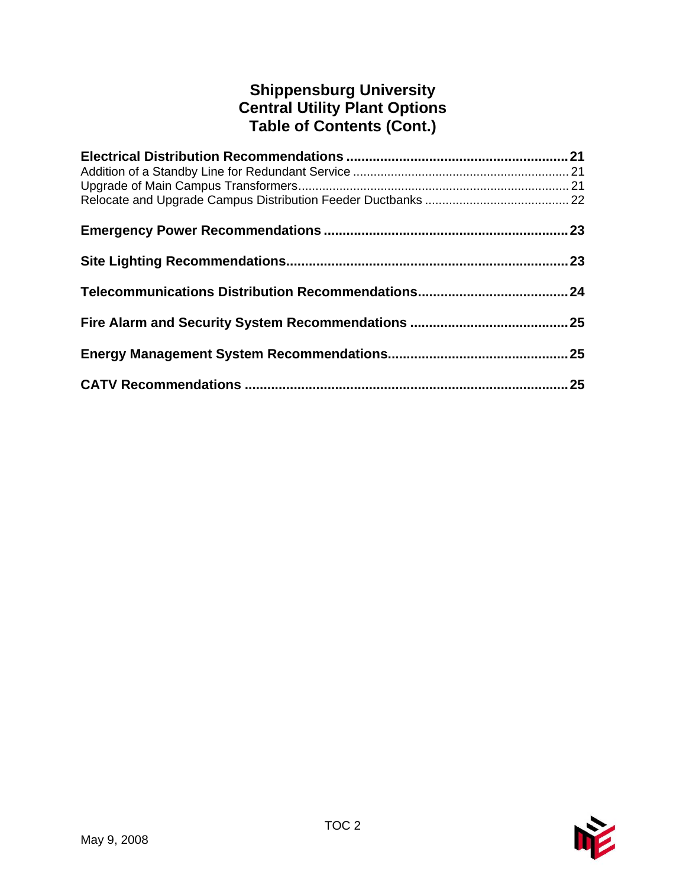# Shippensburg University
# Central Utility Plant Options
# Table of Contents (Cont.)

**Electrical Distribution Recommendations .......................................................... 21**
Addition of a Standby Line for Redundant Service ............................................................ 21
Upgrade of Main Campus Transformers............................................................................. 21
Relocate and Upgrade Campus Distribution Feeder Ductbanks ......................................... 22

**Emergency Power Recommendations ................................................................ 23**

**Site Lighting Recommendations.......................................................................... 23**

**Telecommunications Distribution Recommendations....................................... 24**

**Fire Alarm and Security System Recommendations ......................................... 25**

**Energy Management System Recommendations............................................... 25**

**CATV Recommendations ..................................................................................... 25**

May 9, 2008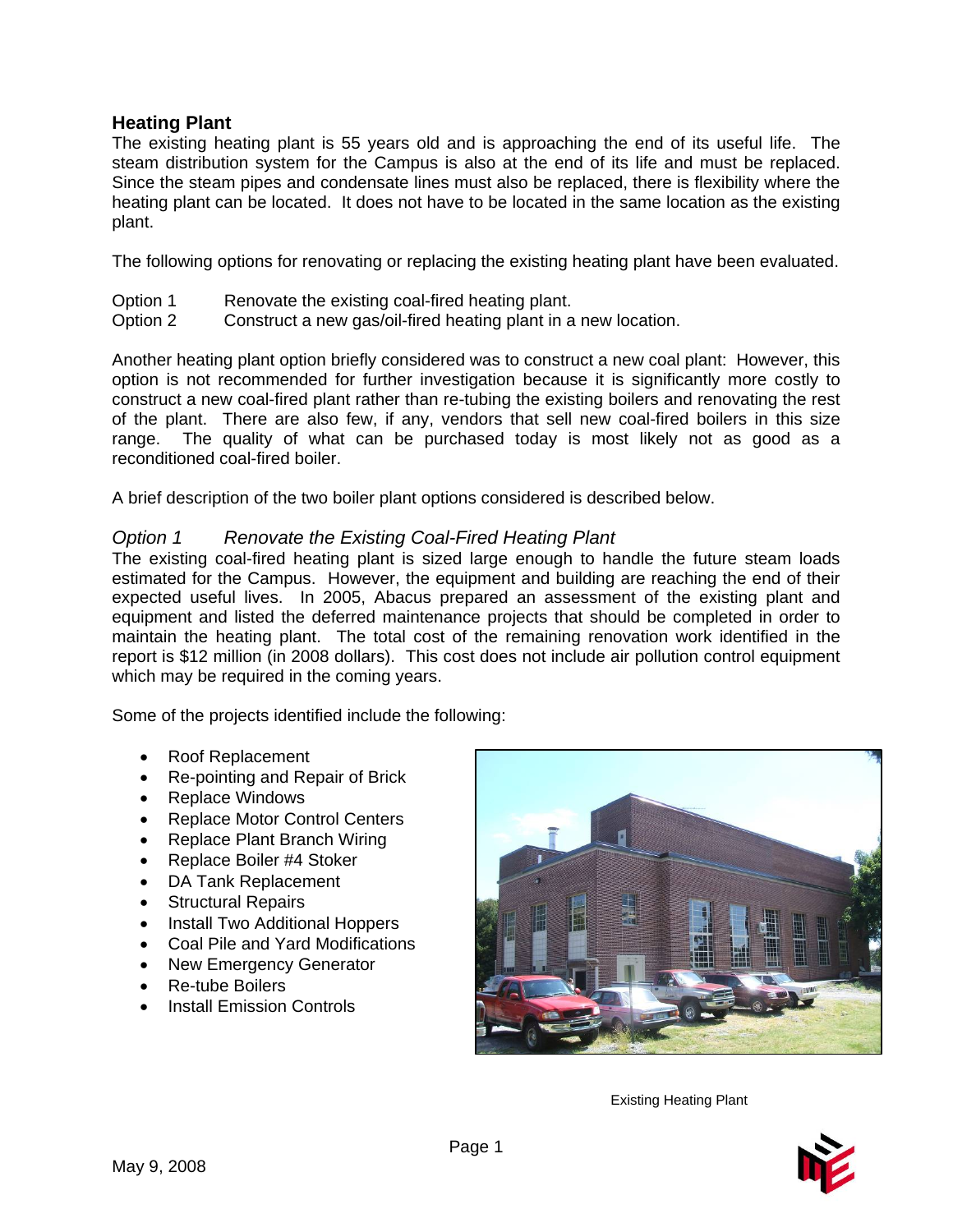## Heating Plant

The existing heating plant is 55 years old and is approaching the end of its useful life. The steam distribution system for the Campus is also at the end of its life and must be replaced. Since the steam pipes and condensate lines must also be replaced, there is flexibility where the heating plant can be located. It does not have to be located in the same location as the existing plant.

The following options for renovating or replacing the existing heating plant have been evaluated.

Option 1 Renovate the existing coal-fired heating plant.
Option 2 Construct a new gas/oil-fired heating plant in a new location.

Another heating plant option briefly considered was to construct a new coal plant: However, this option is not recommended for further investigation because it is significantly more costly to construct a new coal-fired plant rather than re-tubing the existing boilers and renovating the rest of the plant. There are also few, if any, vendors that sell new coal-fired boilers in this size range. The quality of what can be purchased today is most likely not as good as a reconditioned coal-fired boiler.

A brief description of the two boiler plant options considered is described below.

### *Option 1 Renovate the Existing Coal-Fired Heating Plant*

The existing coal-fired heating plant is sized large enough to handle the future steam loads estimated for the Campus. However, the equipment and building are reaching the end of their expected useful lives. In 2005, Abacus prepared an assessment of the existing plant and equipment and listed the deferred maintenance projects that should be completed in order to maintain the heating plant. The total cost of the remaining renovation work identified in the report is $12 million (in 2008 dollars). This cost does not include air pollution control equipment which may be required in the coming years.

Some of the projects identified include the following:

- Roof Replacement
- Re-pointing and Repair of Brick
- Replace Windows
- Replace Motor Control Centers
- Replace Plant Branch Wiring
- Replace Boiler #4 Stoker
- DA Tank Replacement
- Structural Repairs
- Install Two Additional Hoppers
- Coal Pile and Yard Modifications
- New Emergency Generator
- Re-tube Boilers
- Install Emission Controls

Existing Heating Plant

May 9, 2008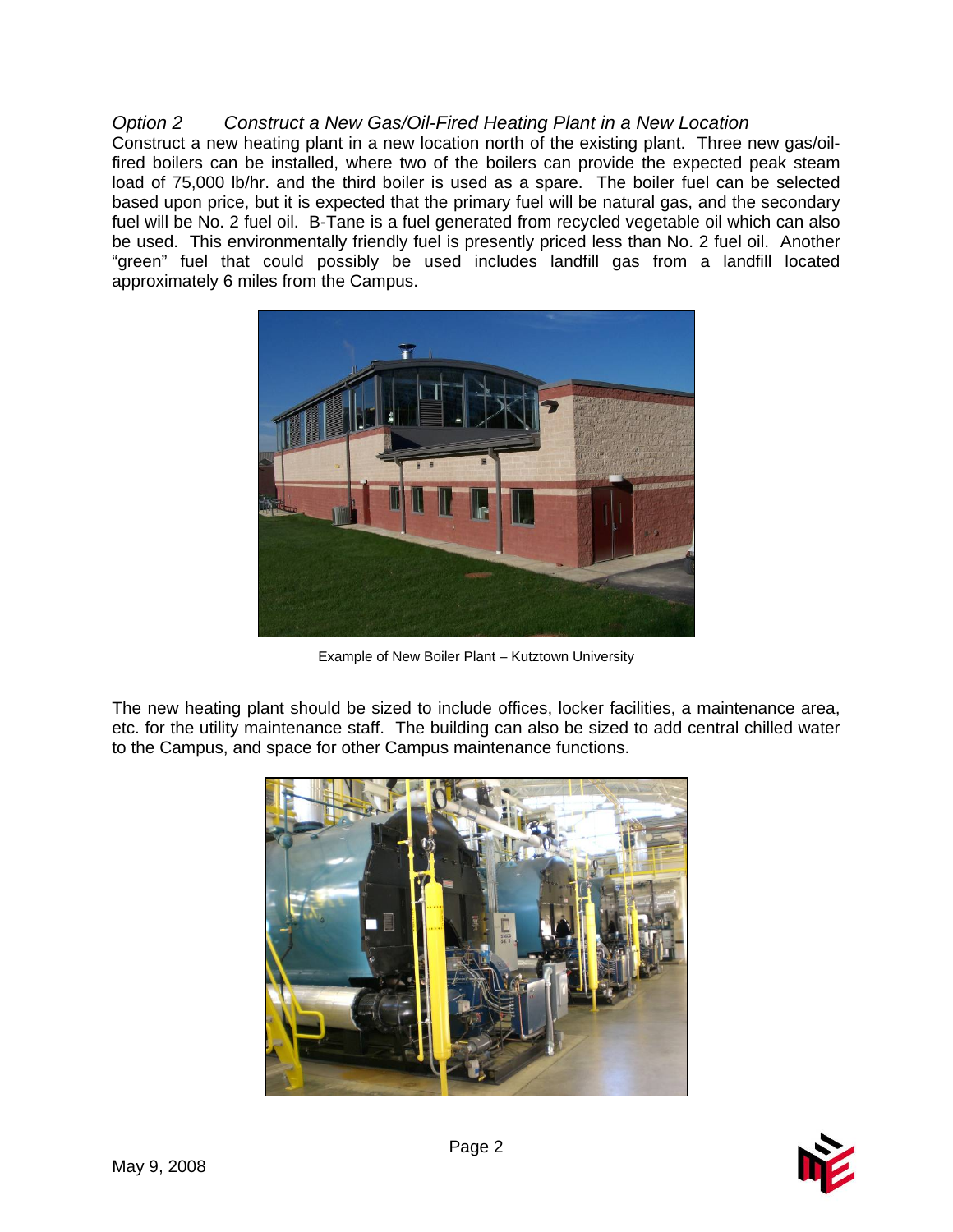*Option 2 Construct a New Gas/Oil-Fired Heating Plant in a New Location*

Construct a new heating plant in a new location north of the existing plant. Three new gas/oil-fired boilers can be installed, where two of the boilers can provide the expected peak steam load of 75,000 lb/hr. and the third boiler is used as a spare. The boiler fuel can be selected based upon price, but it is expected that the primary fuel will be natural gas, and the secondary fuel will be No. 2 fuel oil. B-Tane is a fuel generated from recycled vegetable oil which can also be used. This environmentally friendly fuel is presently priced less than No. 2 fuel oil. Another "green" fuel that could possibly be used includes landfill gas from a landfill located approximately 6 miles from the Campus.

Example of New Boiler Plant – Kutztown University

The new heating plant should be sized to include offices, locker facilities, a maintenance area, etc. for the utility maintenance staff. The building can also be sized to add central chilled water to the Campus, and space for other Campus maintenance functions.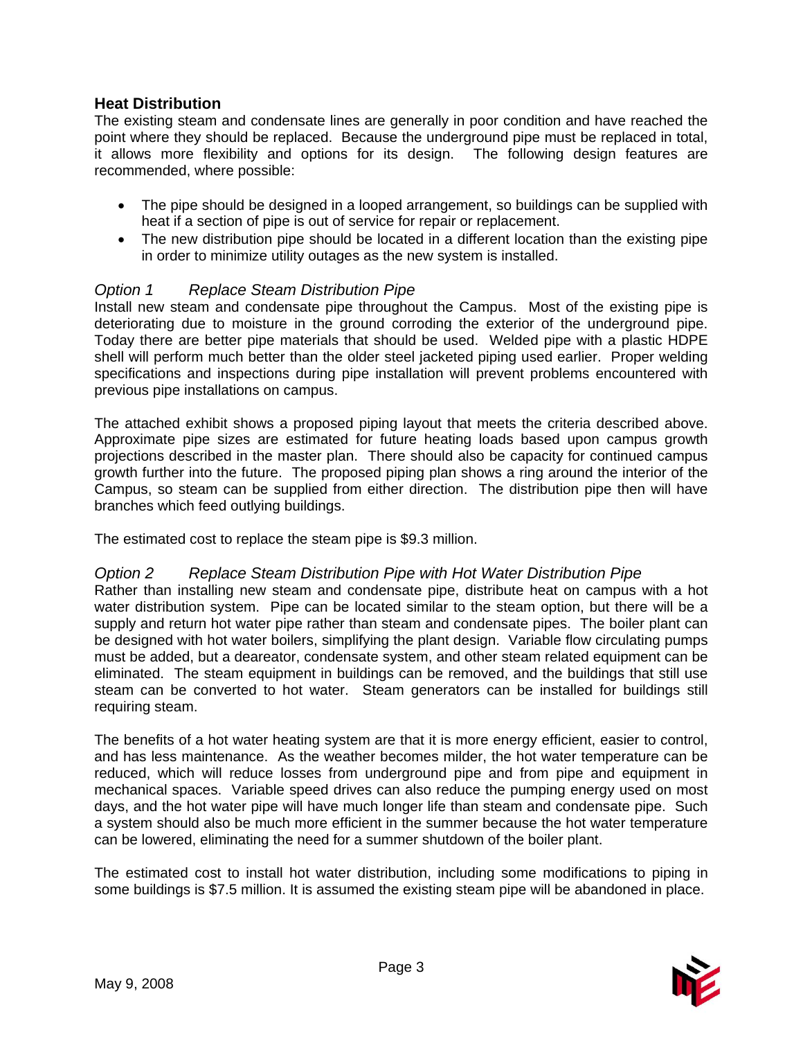## Heat Distribution

The existing steam and condensate lines are generally in poor condition and have reached the point where they should be replaced. Because the underground pipe must be replaced in total, it allows more flexibility and options for its design. The following design features are recommended, where possible:

- The pipe should be designed in a looped arrangement, so buildings can be supplied with heat if a section of pipe is out of service for repair or replacement.
- The new distribution pipe should be located in a different location than the existing pipe in order to minimize utility outages as the new system is installed.

### *Option 1 Replace Steam Distribution Pipe*

Install new steam and condensate pipe throughout the Campus. Most of the existing pipe is deteriorating due to moisture in the ground corroding the exterior of the underground pipe. Today there are better pipe materials that should be used. Welded pipe with a plastic HDPE shell will perform much better than the older steel jacketed piping used earlier. Proper welding specifications and inspections during pipe installation will prevent problems encountered with previous pipe installations on campus.

The attached exhibit shows a proposed piping layout that meets the criteria described above. Approximate pipe sizes are estimated for future heating loads based upon campus growth projections described in the master plan. There should also be capacity for continued campus growth further into the future. The proposed piping plan shows a ring around the interior of the Campus, so steam can be supplied from either direction. The distribution pipe then will have branches which feed outlying buildings.

The estimated cost to replace the steam pipe is $9.3 million.

### *Option 2 Replace Steam Distribution Pipe with Hot Water Distribution Pipe*

Rather than installing new steam and condensate pipe, distribute heat on campus with a hot water distribution system. Pipe can be located similar to the steam option, but there will be a supply and return hot water pipe rather than steam and condensate pipes. The boiler plant can be designed with hot water boilers, simplifying the plant design. Variable flow circulating pumps must be added, but a deareator, condensate system, and other steam related equipment can be eliminated. The steam equipment in buildings can be removed, and the buildings that still use steam can be converted to hot water. Steam generators can be installed for buildings still requiring steam.

The benefits of a hot water heating system are that it is more energy efficient, easier to control, and has less maintenance. As the weather becomes milder, the hot water temperature can be reduced, which will reduce losses from underground pipe and from pipe and equipment in mechanical spaces. Variable speed drives can also reduce the pumping energy used on most days, and the hot water pipe will have much longer life than steam and condensate pipe. Such a system should also be much more efficient in the summer because the hot water temperature can be lowered, eliminating the need for a summer shutdown of the boiler plant.

The estimated cost to install hot water distribution, including some modifications to piping in some buildings is $7.5 million. It is assumed the existing steam pipe will be abandoned in place.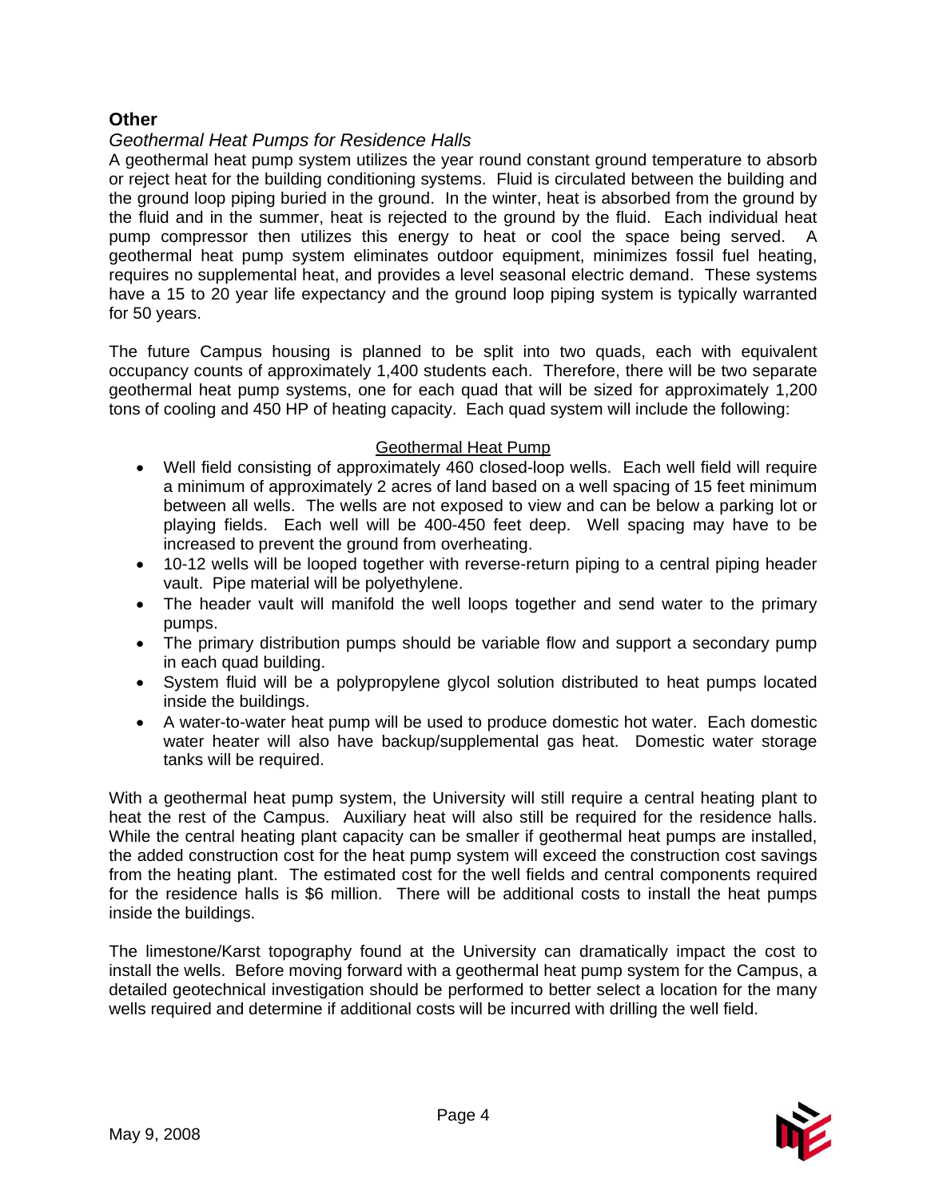## Other

### *Geothermal Heat Pumps for Residence Halls*

A geothermal heat pump system utilizes the year round constant ground temperature to absorb or reject heat for the building conditioning systems. Fluid is circulated between the building and the ground loop piping buried in the ground. In the winter, heat is absorbed from the ground by the fluid and in the summer, heat is rejected to the ground by the fluid. Each individual heat pump compressor then utilizes this energy to heat or cool the space being served. A geothermal heat pump system eliminates outdoor equipment, minimizes fossil fuel heating, requires no supplemental heat, and provides a level seasonal electric demand. These systems have a 15 to 20 year life expectancy and the ground loop piping system is typically warranted for 50 years.

The future Campus housing is planned to be split into two quads, each with equivalent occupancy counts of approximately 1,400 students each. Therefore, there will be two separate geothermal heat pump systems, one for each quad that will be sized for approximately 1,200 tons of cooling and 450 HP of heating capacity. Each quad system will include the following:

<u>Geothermal Heat Pump</u>

- Well field consisting of approximately 460 closed-loop wells. Each well field will require a minimum of approximately 2 acres of land based on a well spacing of 15 feet minimum between all wells. The wells are not exposed to view and can be below a parking lot or playing fields. Each well will be 400-450 feet deep. Well spacing may have to be increased to prevent the ground from overheating.
- 10-12 wells will be looped together with reverse-return piping to a central piping header vault. Pipe material will be polyethylene.
- The header vault will manifold the well loops together and send water to the primary pumps.
- The primary distribution pumps should be variable flow and support a secondary pump in each quad building.
- System fluid will be a polypropylene glycol solution distributed to heat pumps located inside the buildings.
- A water-to-water heat pump will be used to produce domestic hot water. Each domestic water heater will also have backup/supplemental gas heat. Domestic water storage tanks will be required.

With a geothermal heat pump system, the University will still require a central heating plant to heat the rest of the Campus. Auxiliary heat will also still be required for the residence halls. While the central heating plant capacity can be smaller if geothermal heat pumps are installed, the added construction cost for the heat pump system will exceed the construction cost savings from the heating plant. The estimated cost for the well fields and central components required for the residence halls is $6 million. There will be additional costs to install the heat pumps inside the buildings.

The limestone/Karst topography found at the University can dramatically impact the cost to install the wells. Before moving forward with a geothermal heat pump system for the Campus, a detailed geotechnical investigation should be performed to better select a location for the many wells required and determine if additional costs will be incurred with drilling the well field.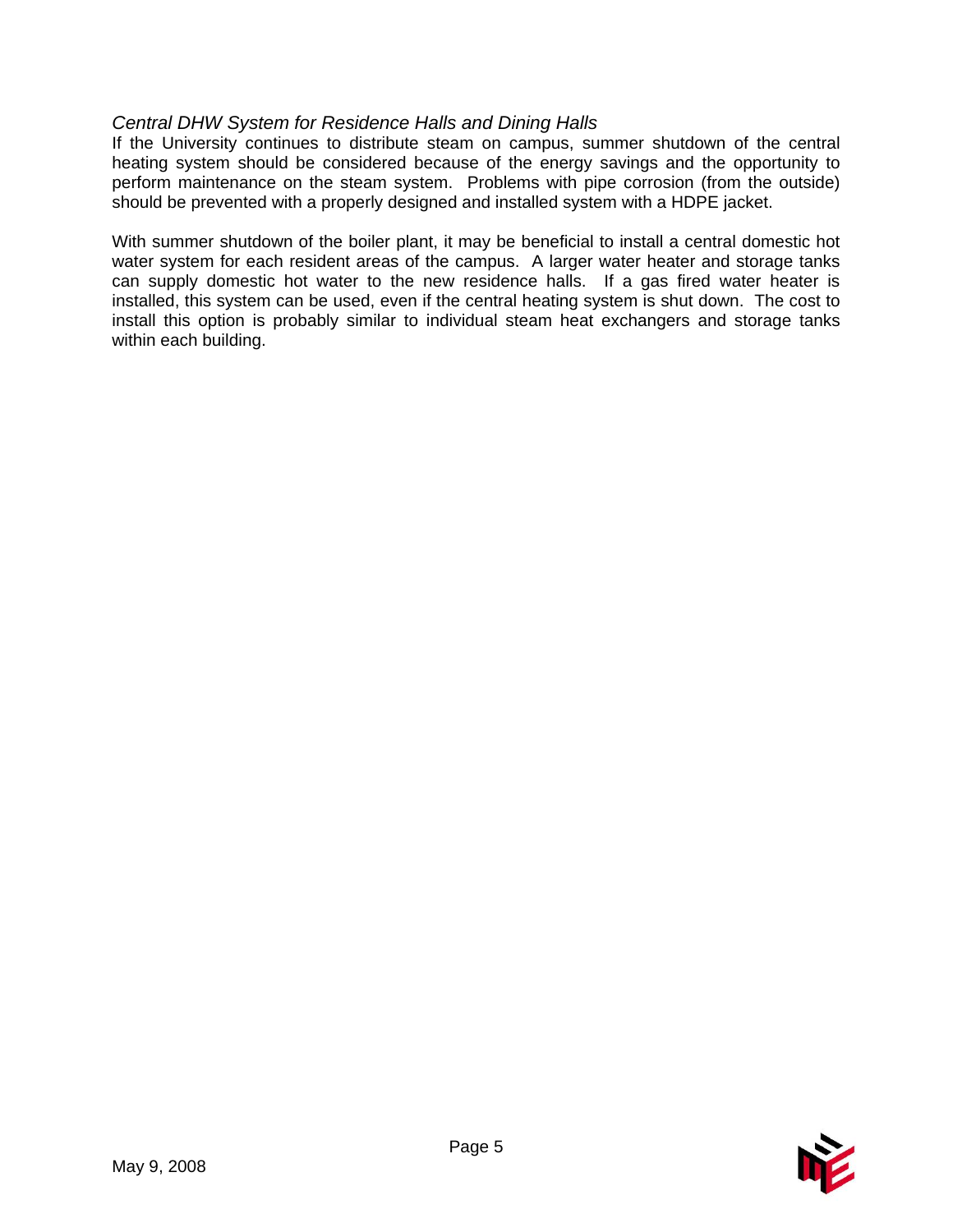*Central DHW System for Residence Halls and Dining Halls*

If the University continues to distribute steam on campus, summer shutdown of the central heating system should be considered because of the energy savings and the opportunity to perform maintenance on the steam system. Problems with pipe corrosion (from the outside) should be prevented with a properly designed and installed system with a HDPE jacket.

With summer shutdown of the boiler plant, it may be beneficial to install a central domestic hot water system for each resident areas of the campus. A larger water heater and storage tanks can supply domestic hot water to the new residence halls. If a gas fired water heater is installed, this system can be used, even if the central heating system is shut down. The cost to install this option is probably similar to individual steam heat exchangers and storage tanks within each building.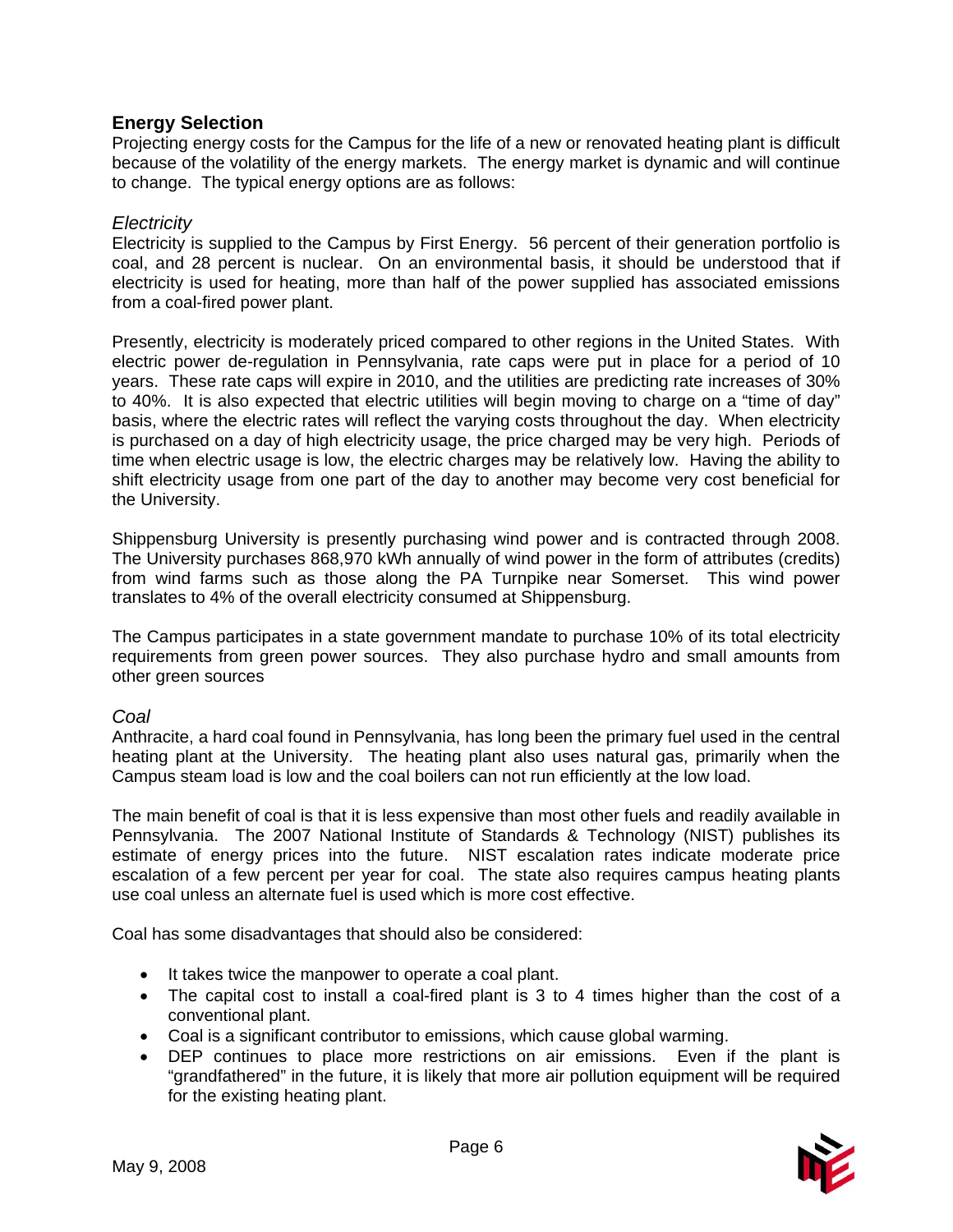## Energy Selection

Projecting energy costs for the Campus for the life of a new or renovated heating plant is difficult because of the volatility of the energy markets. The energy market is dynamic and will continue to change. The typical energy options are as follows:

### *Electricity*

Electricity is supplied to the Campus by First Energy. 56 percent of their generation portfolio is coal, and 28 percent is nuclear. On an environmental basis, it should be understood that if electricity is used for heating, more than half of the power supplied has associated emissions from a coal-fired power plant.

Presently, electricity is moderately priced compared to other regions in the United States. With electric power de-regulation in Pennsylvania, rate caps were put in place for a period of 10 years. These rate caps will expire in 2010, and the utilities are predicting rate increases of 30% to 40%. It is also expected that electric utilities will begin moving to charge on a "time of day" basis, where the electric rates will reflect the varying costs throughout the day. When electricity is purchased on a day of high electricity usage, the price charged may be very high. Periods of time when electric usage is low, the electric charges may be relatively low. Having the ability to shift electricity usage from one part of the day to another may become very cost beneficial for the University.

Shippensburg University is presently purchasing wind power and is contracted through 2008. The University purchases 868,970 kWh annually of wind power in the form of attributes (credits) from wind farms such as those along the PA Turnpike near Somerset. This wind power translates to 4% of the overall electricity consumed at Shippensburg.

The Campus participates in a state government mandate to purchase 10% of its total electricity requirements from green power sources. They also purchase hydro and small amounts from other green sources

### *Coal*

Anthracite, a hard coal found in Pennsylvania, has long been the primary fuel used in the central heating plant at the University. The heating plant also uses natural gas, primarily when the Campus steam load is low and the coal boilers can not run efficiently at the low load.

The main benefit of coal is that it is less expensive than most other fuels and readily available in Pennsylvania. The 2007 National Institute of Standards & Technology (NIST) publishes its estimate of energy prices into the future. NIST escalation rates indicate moderate price escalation of a few percent per year for coal. The state also requires campus heating plants use coal unless an alternate fuel is used which is more cost effective.

Coal has some disadvantages that should also be considered:

- It takes twice the manpower to operate a coal plant.
- The capital cost to install a coal-fired plant is 3 to 4 times higher than the cost of a conventional plant.
- Coal is a significant contributor to emissions, which cause global warming.
- DEP continues to place more restrictions on air emissions. Even if the plant is "grandfathered" in the future, it is likely that more air pollution equipment will be required for the existing heating plant.

May 9, 2008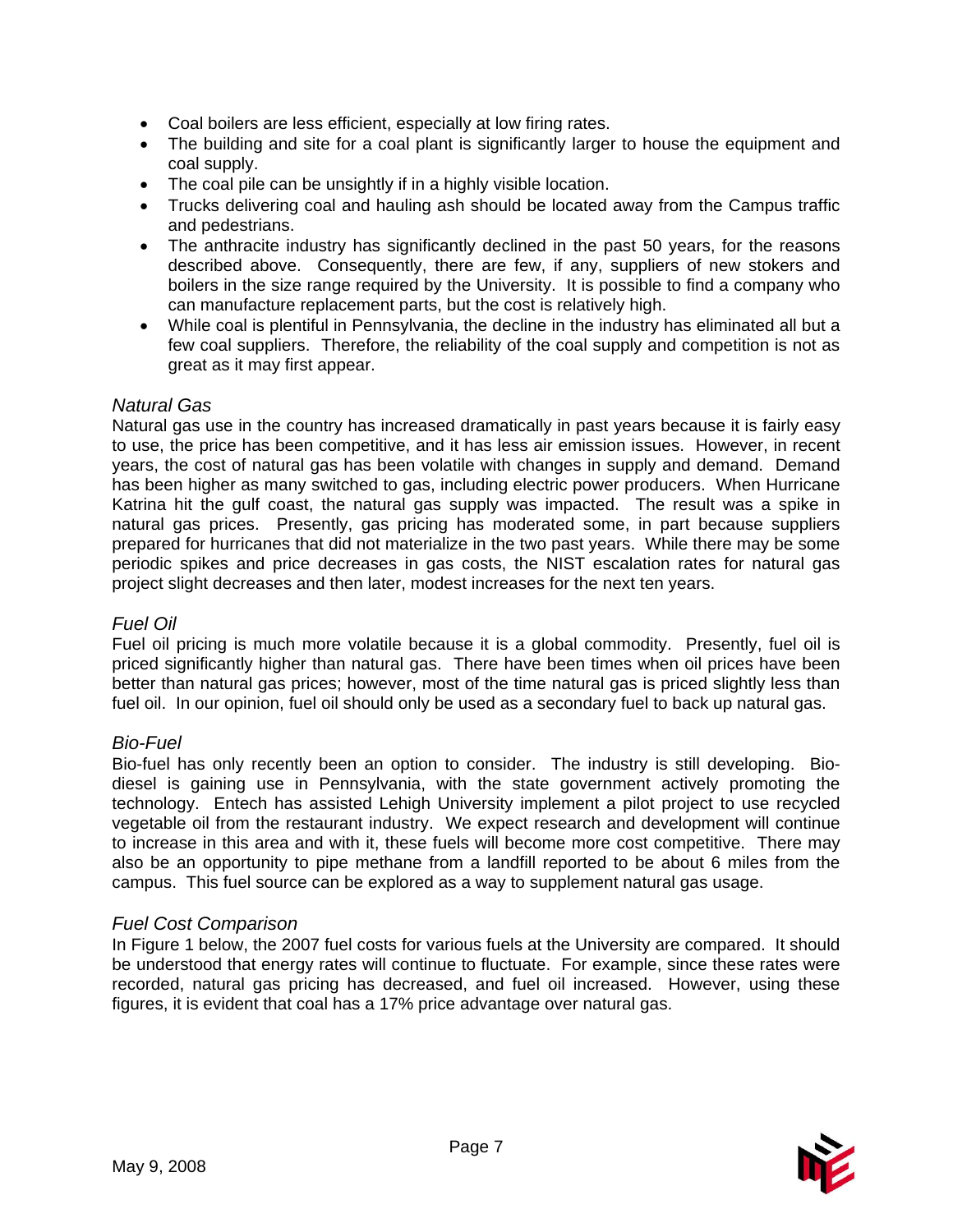- Coal boilers are less efficient, especially at low firing rates.
- The building and site for a coal plant is significantly larger to house the equipment and coal supply.
- The coal pile can be unsightly if in a highly visible location.
- Trucks delivering coal and hauling ash should be located away from the Campus traffic and pedestrians.
- The anthracite industry has significantly declined in the past 50 years, for the reasons described above. Consequently, there are few, if any, suppliers of new stokers and boilers in the size range required by the University. It is possible to find a company who can manufacture replacement parts, but the cost is relatively high.
- While coal is plentiful in Pennsylvania, the decline in the industry has eliminated all but a few coal suppliers. Therefore, the reliability of the coal supply and competition is not as great as it may first appear.

*Natural Gas*

Natural gas use in the country has increased dramatically in past years because it is fairly easy to use, the price has been competitive, and it has less air emission issues. However, in recent years, the cost of natural gas has been volatile with changes in supply and demand. Demand has been higher as many switched to gas, including electric power producers. When Hurricane Katrina hit the gulf coast, the natural gas supply was impacted. The result was a spike in natural gas prices. Presently, gas pricing has moderated some, in part because suppliers prepared for hurricanes that did not materialize in the two past years. While there may be some periodic spikes and price decreases in gas costs, the NIST escalation rates for natural gas project slight decreases and then later, modest increases for the next ten years.

*Fuel Oil*

Fuel oil pricing is much more volatile because it is a global commodity. Presently, fuel oil is priced significantly higher than natural gas. There have been times when oil prices have been better than natural gas prices; however, most of the time natural gas is priced slightly less than fuel oil. In our opinion, fuel oil should only be used as a secondary fuel to back up natural gas.

*Bio-Fuel*

Bio-fuel has only recently been an option to consider. The industry is still developing. Bio-diesel is gaining use in Pennsylvania, with the state government actively promoting the technology. Entech has assisted Lehigh University implement a pilot project to use recycled vegetable oil from the restaurant industry. We expect research and development will continue to increase in this area and with it, these fuels will become more cost competitive. There may also be an opportunity to pipe methane from a landfill reported to be about 6 miles from the campus. This fuel source can be explored as a way to supplement natural gas usage.

*Fuel Cost Comparison*

In Figure 1 below, the 2007 fuel costs for various fuels at the University are compared. It should be understood that energy rates will continue to fluctuate. For example, since these rates were recorded, natural gas pricing has decreased, and fuel oil increased. However, using these figures, it is evident that coal has a 17% price advantage over natural gas.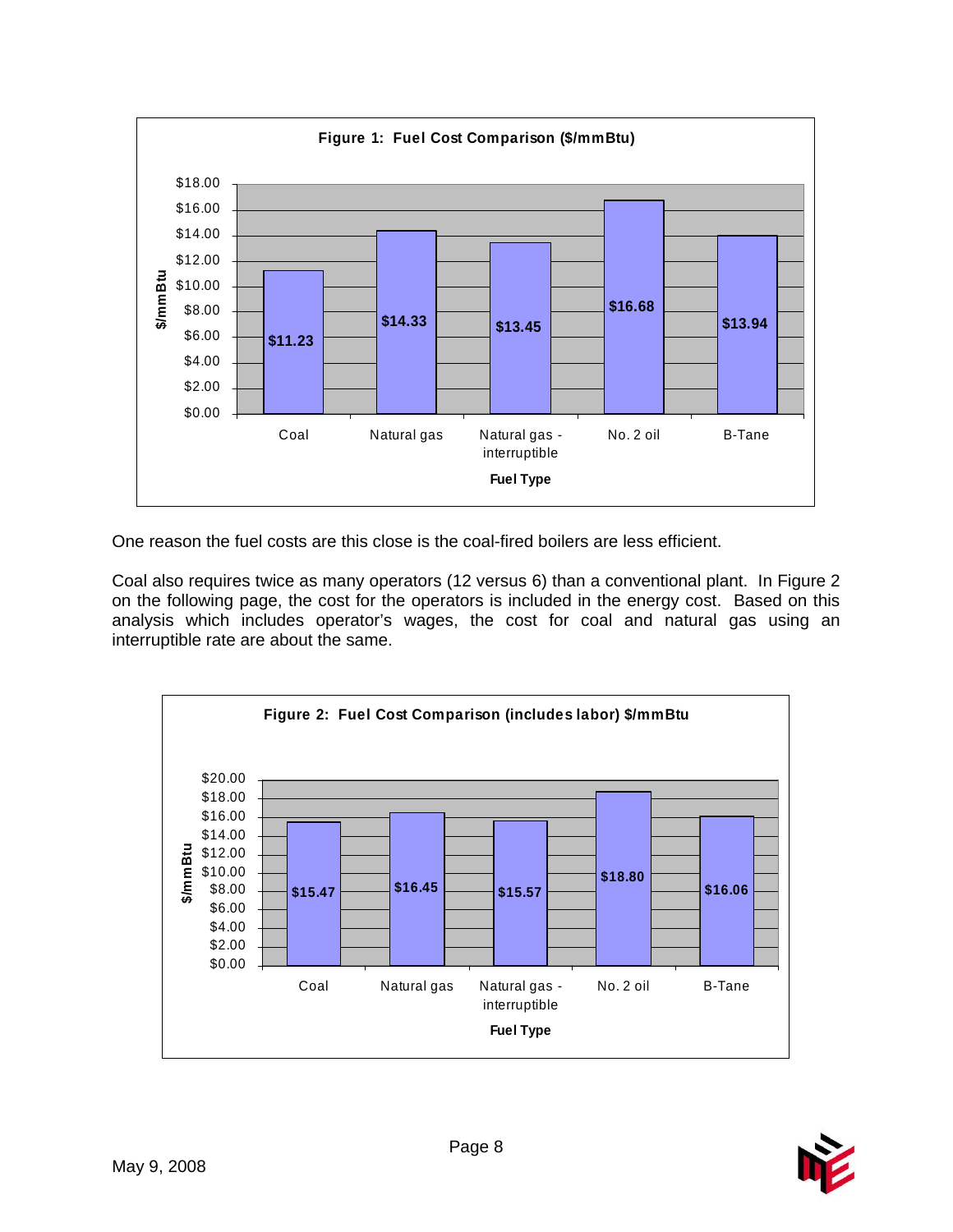**Figure 1: Fuel Cost Comparison ($/mmBtu)**

| Fuel Type | $/mmBtu |
|---|---|
| Coal | $11.23 |
| Natural gas | $14.33 |
| Natural gas - interruptible | $13.45 |
| No. 2 oil | $16.68 |
| B-Tane | $13.94 |

One reason the fuel costs are this close is the coal-fired boilers are less efficient.

Coal also requires twice as many operators (12 versus 6) than a conventional plant. In Figure 2 on the following page, the cost for the operators is included in the energy cost. Based on this analysis which includes operator's wages, the cost for coal and natural gas using an interruptible rate are about the same.

**Figure 2: Fuel Cost Comparison (includes labor) $/mmBtu**

| Fuel Type | $/mmBtu |
|---|---|
| Coal | $15.47 |
| Natural gas | $16.45 |
| Natural gas - interruptible | $15.57 |
| No. 2 oil | $18.80 |
| B-Tane | $16.06 |

May 9, 2008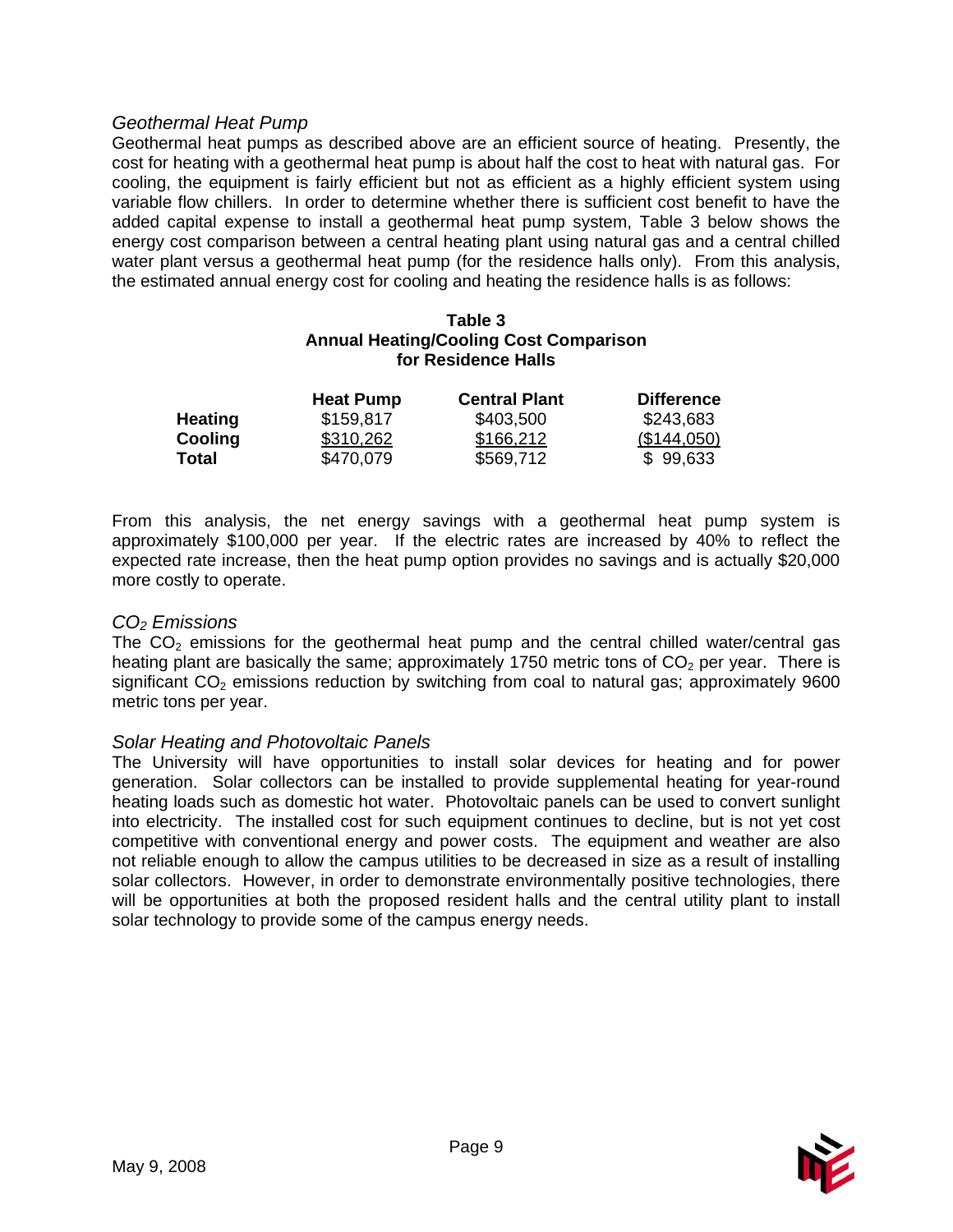*Geothermal Heat Pump*

Geothermal heat pumps as described above are an efficient source of heating. Presently, the cost for heating with a geothermal heat pump is about half the cost to heat with natural gas. For cooling, the equipment is fairly efficient but not as efficient as a highly efficient system using variable flow chillers. In order to determine whether there is sufficient cost benefit to have the added capital expense to install a geothermal heat pump system, Table 3 below shows the energy cost comparison between a central heating plant using natural gas and a central chilled water plant versus a geothermal heat pump (for the residence halls only). From this analysis, the estimated annual energy cost for cooling and heating the residence halls is as follows:

**Table 3**
**Annual Heating/Cooling Cost Comparison**
**for Residence Halls**

| | Heat Pump | Central Plant | Difference |
|---|---|---|---|
| **Heating** | $159,817 | $403,500 | $243,683 |
| **Cooling** | $310,262 | $166,212 | ($144,050) |
| **Total** | $470,079 | $569,712 | $ 99,633 |

From this analysis, the net energy savings with a geothermal heat pump system is approximately $100,000 per year. If the electric rates are increased by 40% to reflect the expected rate increase, then the heat pump option provides no savings and is actually $20,000 more costly to operate.

*$CO_2$ Emissions*

The $CO_2$ emissions for the geothermal heat pump and the central chilled water/central gas heating plant are basically the same; approximately 1750 metric tons of $CO_2$ per year. There is significant $CO_2$ emissions reduction by switching from coal to natural gas; approximately 9600 metric tons per year.

*Solar Heating and Photovoltaic Panels*

The University will have opportunities to install solar devices for heating and for power generation. Solar collectors can be installed to provide supplemental heating for year-round heating loads such as domestic hot water. Photovoltaic panels can be used to convert sunlight into electricity. The installed cost for such equipment continues to decline, but is not yet cost competitive with conventional energy and power costs. The equipment and weather are also not reliable enough to allow the campus utilities to be decreased in size as a result of installing solar collectors. However, in order to demonstrate environmentally positive technologies, there will be opportunities at both the proposed resident halls and the central utility plant to install solar technology to provide some of the campus energy needs.

May 9, 2008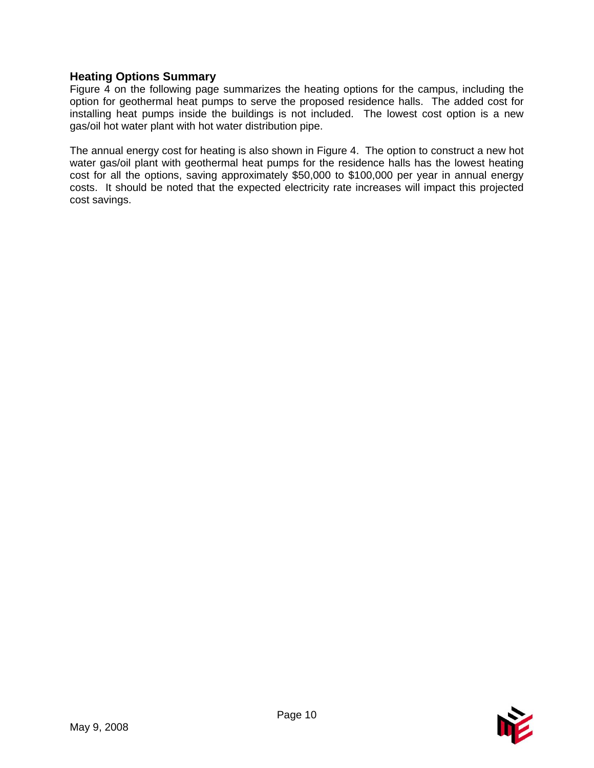### Heating Options Summary

Figure 4 on the following page summarizes the heating options for the campus, including the option for geothermal heat pumps to serve the proposed residence halls. The added cost for installing heat pumps inside the buildings is not included. The lowest cost option is a new gas/oil hot water plant with hot water distribution pipe.

The annual energy cost for heating is also shown in Figure 4. The option to construct a new hot water gas/oil plant with geothermal heat pumps for the residence halls has the lowest heating cost for all the options, saving approximately $50,000 to $100,000 per year in annual energy costs. It should be noted that the expected electricity rate increases will impact this projected cost savings.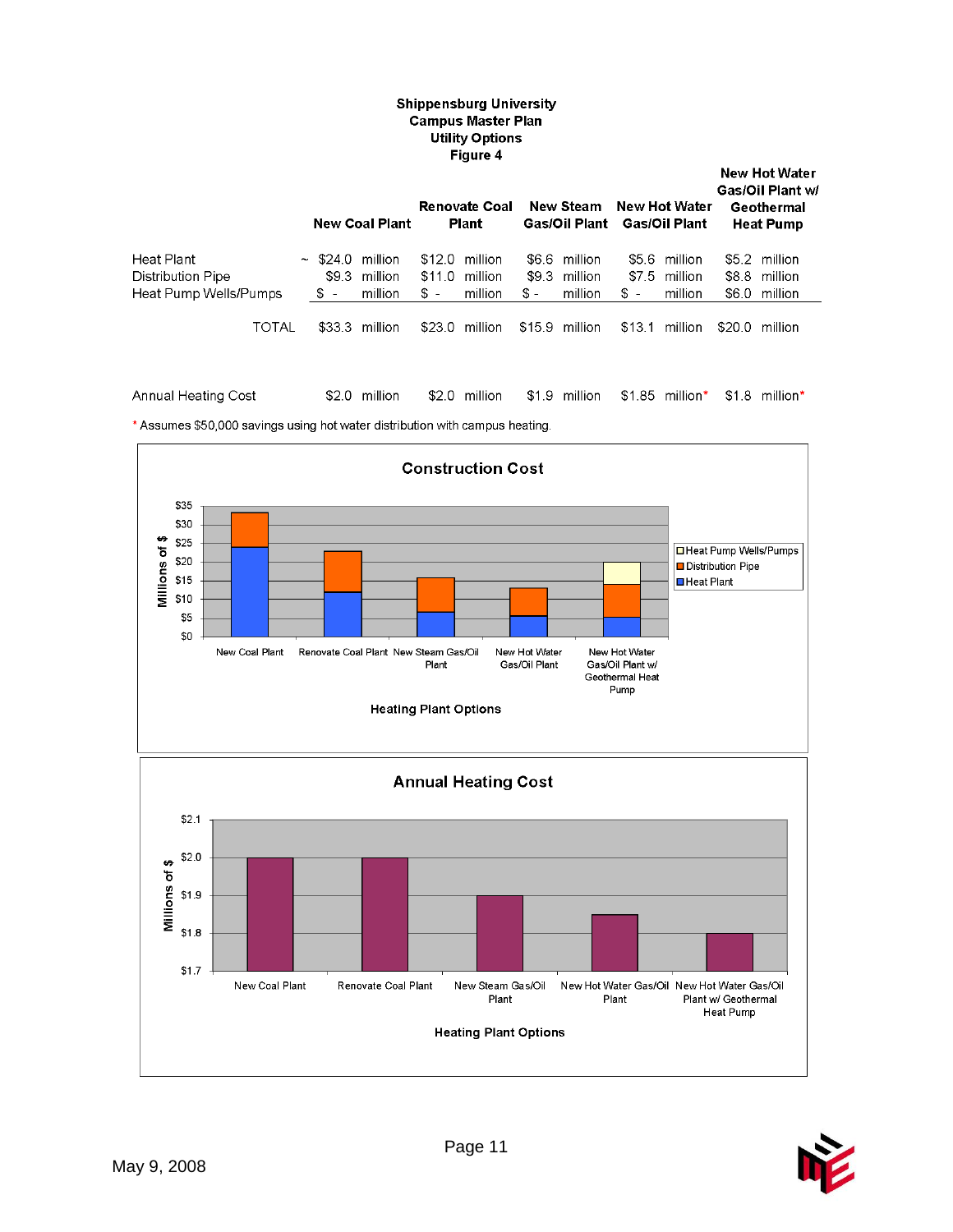**Shippensburg University**
**Campus Master Plan**
**Utility Options**
**Figure 4**

| | New Coal Plant | Renovate Coal Plant | New Steam Gas/Oil Plant | New Hot Water Gas/Oil Plant | New Hot Water Gas/Oil Plant w/ Geothermal Heat Pump |
|---|---|---|---|---|---|
| Heat Plant | ~ $24.0 million | $12.0 million | $6.6 million | $5.6 million | $5.2 million |
| Distribution Pipe | $9.3 million | $11.0 million | $9.3 million | $7.5 million | $8.8 million |
| Heat Pump Wells/Pumps | $ - million | $ - million | $ - million | $ - million | $6.0 million |
| TOTAL | $33.3 million | $23.0 million | $15.9 million | $13.1 million | $20.0 million |
| Annual Heating Cost | $2.0 million | $2.0 million | $1.9 million | $1.85 million* | $1.8 million* |

\* Assumes $50,000 savings using hot water distribution with campus heating.

**Construction Cost**

Stacked bar chart (Millions of $; Heating Plant Options; legend: Heat Pump Wells/Pumps, Distribution Pipe, Heat Plant):

| Heating Plant Options | Heat Plant | Distribution Pipe | Heat Pump Wells/Pumps |
|---|---|---|---|
| New Coal Plant | $24.0 | $9.3 | $ - |
| Renovate Coal Plant | $12.0 | $11.0 | $ - |
| New Steam Gas/Oil Plant | $6.6 | $9.3 | $ - |
| New Hot Water Gas/Oil Plant | $5.6 | $7.5 | $ - |
| New Hot Water Gas/Oil Plant w/ Geothermal Heat Pump | $5.2 | $8.8 | $6.0 |

**Annual Heating Cost**

Bar chart (Millions of $; Heating Plant Options):

| Heating Plant Options | Annual Heating Cost |
|---|---|
| New Coal Plant | $2.0 |
| Renovate Coal Plant | $2.0 |
| New Steam Gas/Oil Plant | $1.9 |
| New Hot Water Gas/Oil Plant | $1.85 |
| New Hot Water Gas/Oil Plant w/ Geothermal Heat Pump | $1.8 |

May 9, 2008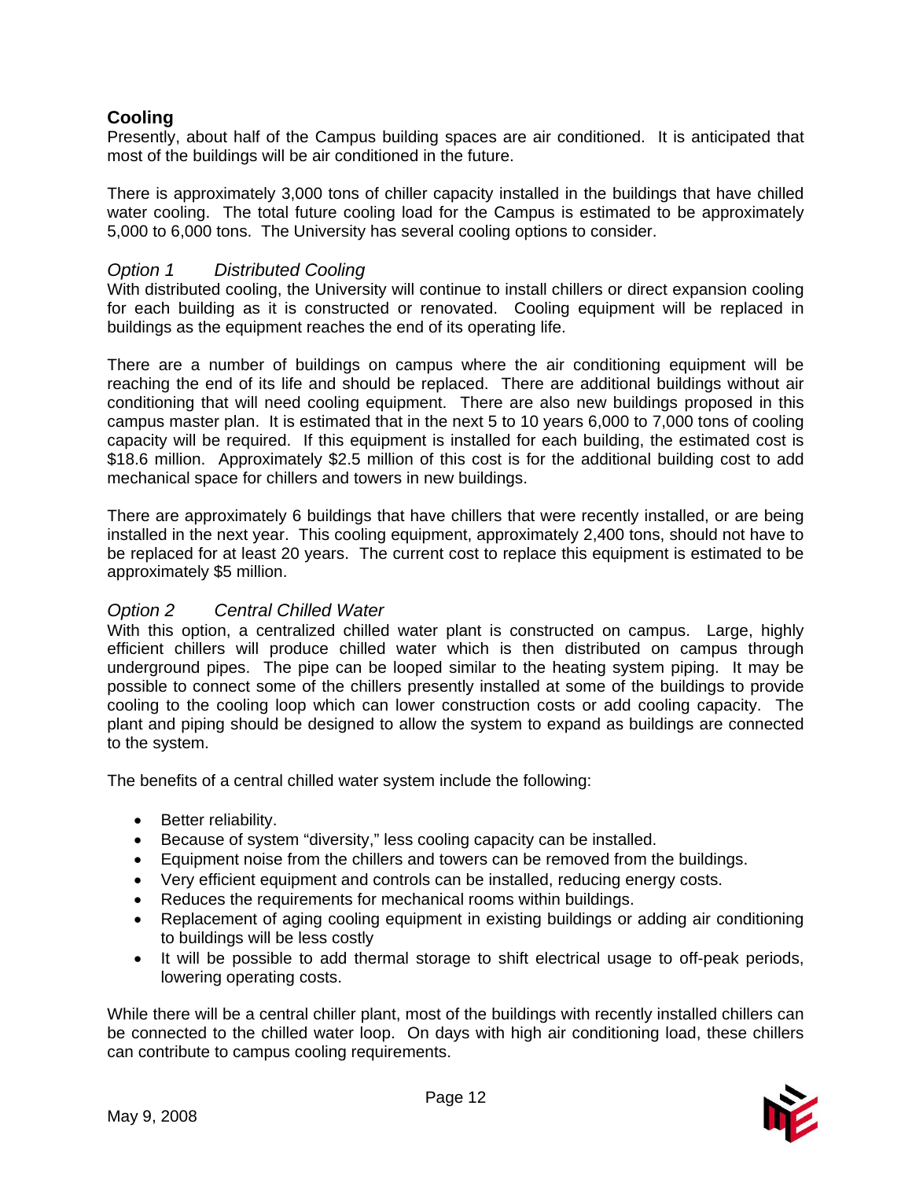### Cooling

Presently, about half of the Campus building spaces are air conditioned. It is anticipated that most of the buildings will be air conditioned in the future.

There is approximately 3,000 tons of chiller capacity installed in the buildings that have chilled water cooling. The total future cooling load for the Campus is estimated to be approximately 5,000 to 6,000 tons. The University has several cooling options to consider.

*Option 1 Distributed Cooling*

With distributed cooling, the University will continue to install chillers or direct expansion cooling for each building as it is constructed or renovated. Cooling equipment will be replaced in buildings as the equipment reaches the end of its operating life.

There are a number of buildings on campus where the air conditioning equipment will be reaching the end of its life and should be replaced. There are additional buildings without air conditioning that will need cooling equipment. There are also new buildings proposed in this campus master plan. It is estimated that in the next 5 to 10 years 6,000 to 7,000 tons of cooling capacity will be required. If this equipment is installed for each building, the estimated cost is $18.6 million. Approximately $2.5 million of this cost is for the additional building cost to add mechanical space for chillers and towers in new buildings.

There are approximately 6 buildings that have chillers that were recently installed, or are being installed in the next year. This cooling equipment, approximately 2,400 tons, should not have to be replaced for at least 20 years. The current cost to replace this equipment is estimated to be approximately $5 million.

*Option 2 Central Chilled Water*

With this option, a centralized chilled water plant is constructed on campus. Large, highly efficient chillers will produce chilled water which is then distributed on campus through underground pipes. The pipe can be looped similar to the heating system piping. It may be possible to connect some of the chillers presently installed at some of the buildings to provide cooling to the cooling loop which can lower construction costs or add cooling capacity. The plant and piping should be designed to allow the system to expand as buildings are connected to the system.

The benefits of a central chilled water system include the following:

- Better reliability.
- Because of system "diversity," less cooling capacity can be installed.
- Equipment noise from the chillers and towers can be removed from the buildings.
- Very efficient equipment and controls can be installed, reducing energy costs.
- Reduces the requirements for mechanical rooms within buildings.
- Replacement of aging cooling equipment in existing buildings or adding air conditioning to buildings will be less costly
- It will be possible to add thermal storage to shift electrical usage to off-peak periods, lowering operating costs.

While there will be a central chiller plant, most of the buildings with recently installed chillers can be connected to the chilled water loop. On days with high air conditioning load, these chillers can contribute to campus cooling requirements.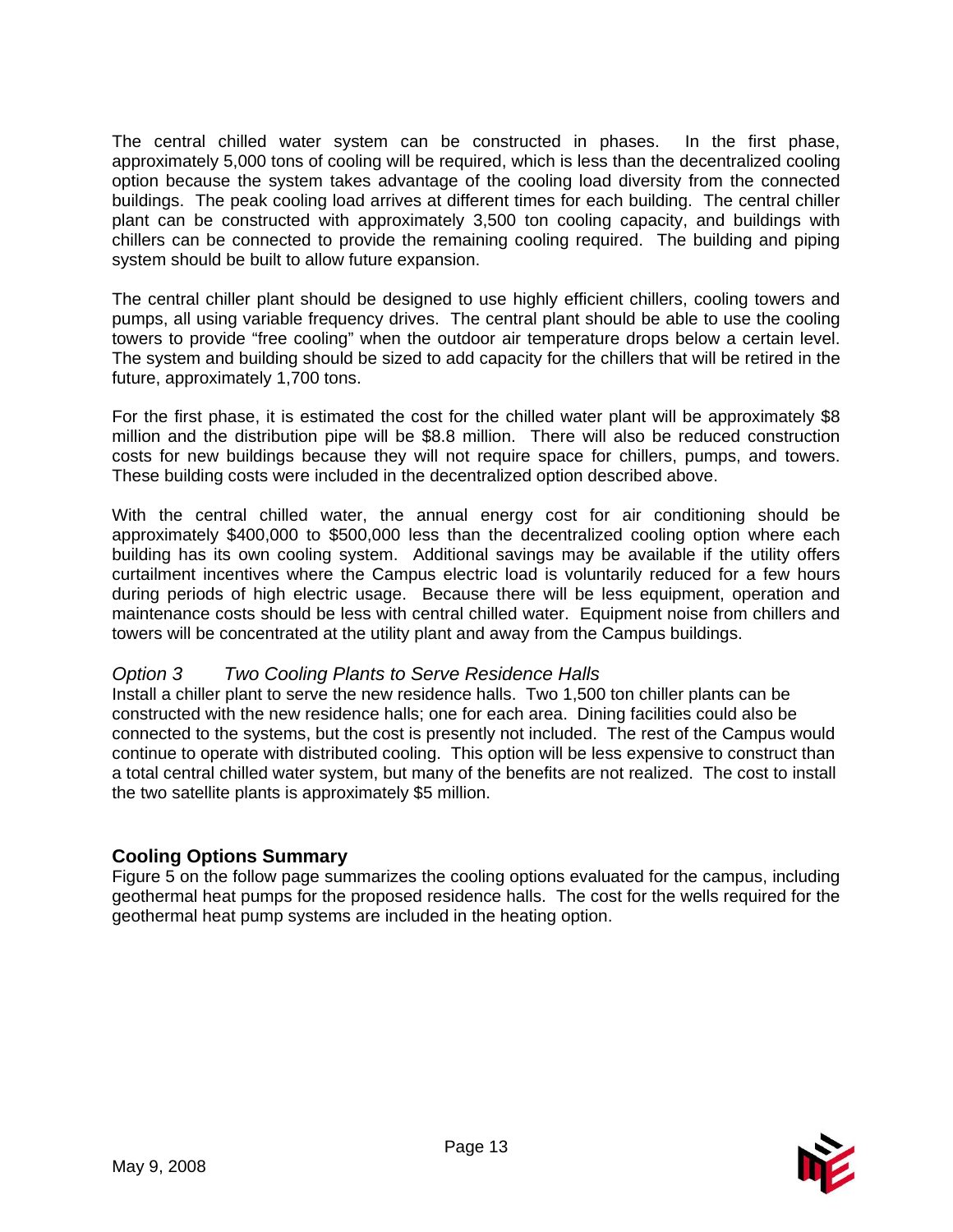The central chilled water system can be constructed in phases. In the first phase, approximately 5,000 tons of cooling will be required, which is less than the decentralized cooling option because the system takes advantage of the cooling load diversity from the connected buildings. The peak cooling load arrives at different times for each building. The central chiller plant can be constructed with approximately 3,500 ton cooling capacity, and buildings with chillers can be connected to provide the remaining cooling required. The building and piping system should be built to allow future expansion.

The central chiller plant should be designed to use highly efficient chillers, cooling towers and pumps, all using variable frequency drives. The central plant should be able to use the cooling towers to provide "free cooling" when the outdoor air temperature drops below a certain level. The system and building should be sized to add capacity for the chillers that will be retired in the future, approximately 1,700 tons.

For the first phase, it is estimated the cost for the chilled water plant will be approximately $8 million and the distribution pipe will be $8.8 million. There will also be reduced construction costs for new buildings because they will not require space for chillers, pumps, and towers. These building costs were included in the decentralized option described above.

With the central chilled water, the annual energy cost for air conditioning should be approximately $400,000 to $500,000 less than the decentralized cooling option where each building has its own cooling system. Additional savings may be available if the utility offers curtailment incentives where the Campus electric load is voluntarily reduced for a few hours during periods of high electric usage. Because there will be less equipment, operation and maintenance costs should be less with central chilled water. Equipment noise from chillers and towers will be concentrated at the utility plant and away from the Campus buildings.

*Option 3 Two Cooling Plants to Serve Residence Halls*

Install a chiller plant to serve the new residence halls. Two 1,500 ton chiller plants can be constructed with the new residence halls; one for each area. Dining facilities could also be connected to the systems, but the cost is presently not included. The rest of the Campus would continue to operate with distributed cooling. This option will be less expensive to construct than a total central chilled water system, but many of the benefits are not realized. The cost to install the two satellite plants is approximately $5 million.

## Cooling Options Summary

Figure 5 on the follow page summarizes the cooling options evaluated for the campus, including geothermal heat pumps for the proposed residence halls. The cost for the wells required for the geothermal heat pump systems are included in the heating option.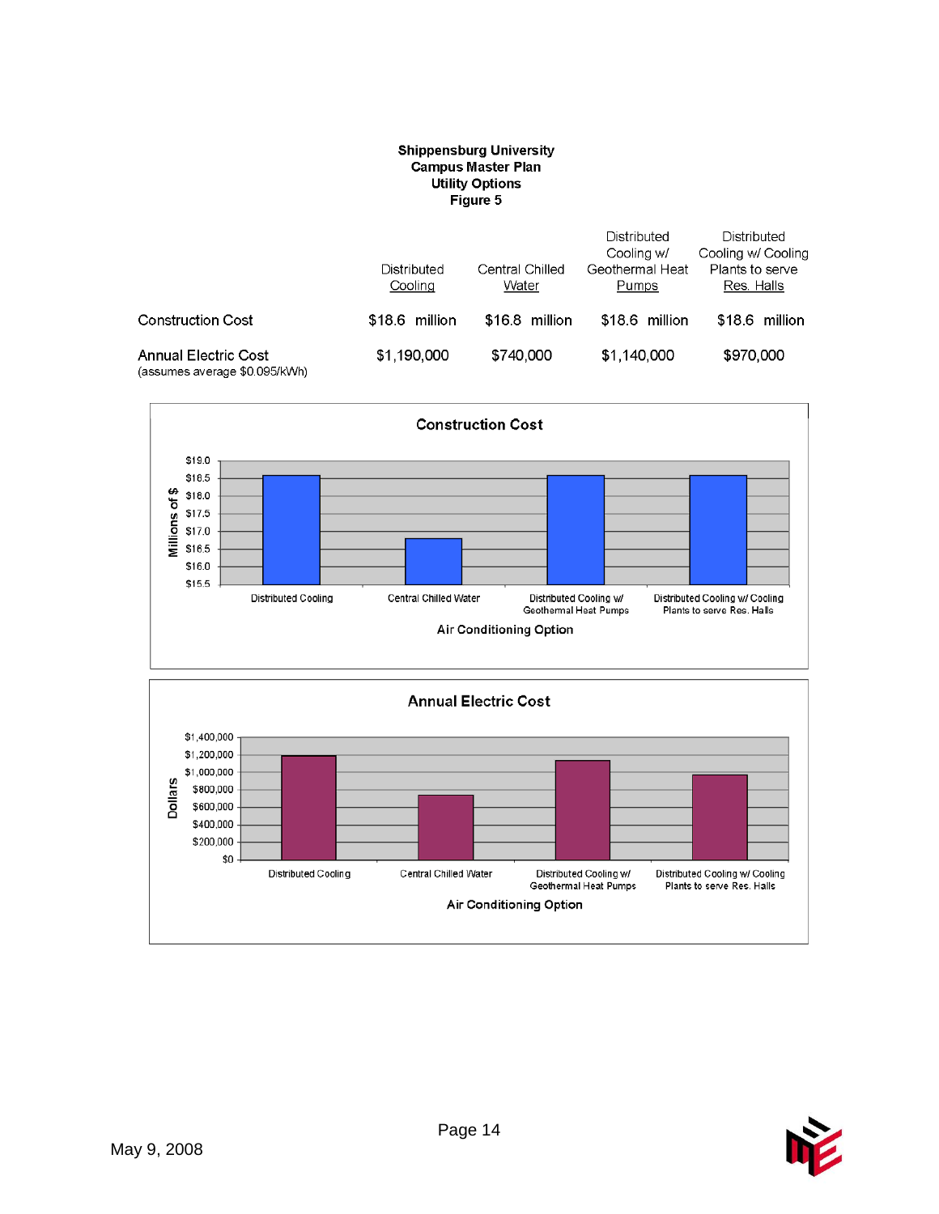**Shippensburg University**
**Campus Master Plan**
**Utility Options**
**Figure 5**

| | Distributed Cooling | Central Chilled Water | Distributed Cooling w/ Geothermal Heat Pumps | Distributed Cooling w/ Cooling Plants to serve Res. Halls |
|---|---|---|---|---|
| Construction Cost | $18.6 million | $16.8 million | $18.6 million | $18.6 million |
| Annual Electric Cost (assumes average $0.095/kWh) | $1,190,000 | $740,000 | $1,140,000 | $970,000 |

**Construction Cost**

Millions of $: $19.0, $18.5, $18.0, $17.5, $17.0, $16.5, $16.0, $15.5

Distributed Cooling | Central Chilled Water | Distributed Cooling w/ Geothermal Heat Pumps | Distributed Cooling w/ Cooling Plants to serve Res. Halls

Air Conditioning Option

**Annual Electric Cost**

Dollars: $1,400,000, $1,200,000, $1,000,000, $800,000, $600,000, $400,000, $200,000, $0

Distributed Cooling | Central Chilled Water | Distributed Cooling w/ Geothermal Heat Pumps | Distributed Cooling w/ Cooling Plants to serve Res. Halls

Air Conditioning Option

May 9, 2008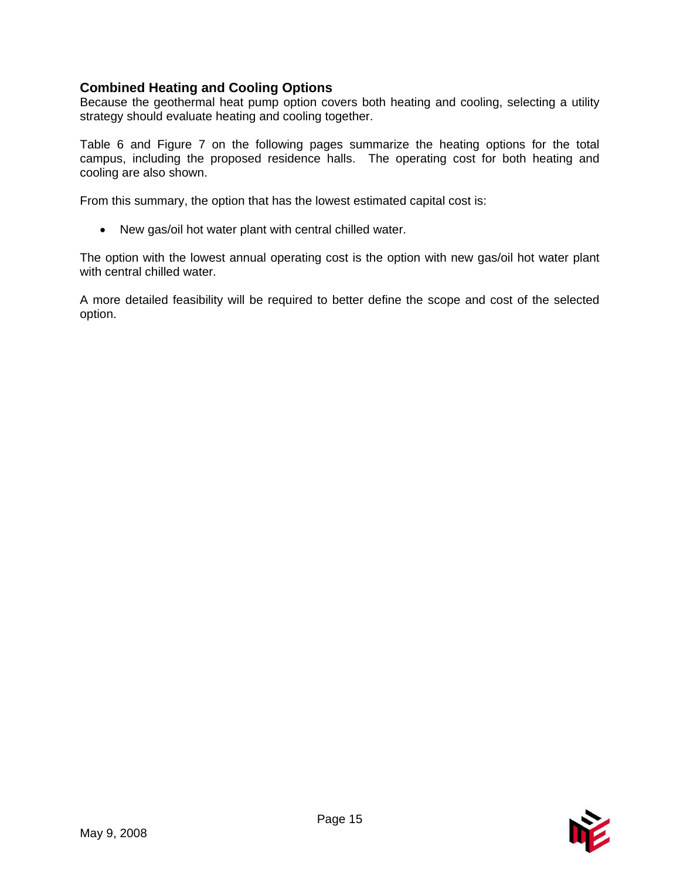## Combined Heating and Cooling Options

Because the geothermal heat pump option covers both heating and cooling, selecting a utility strategy should evaluate heating and cooling together.

Table 6 and Figure 7 on the following pages summarize the heating options for the total campus, including the proposed residence halls. The operating cost for both heating and cooling are also shown.

From this summary, the option that has the lowest estimated capital cost is:

- New gas/oil hot water plant with central chilled water.

The option with the lowest annual operating cost is the option with new gas/oil hot water plant with central chilled water.

A more detailed feasibility will be required to better define the scope and cost of the selected option.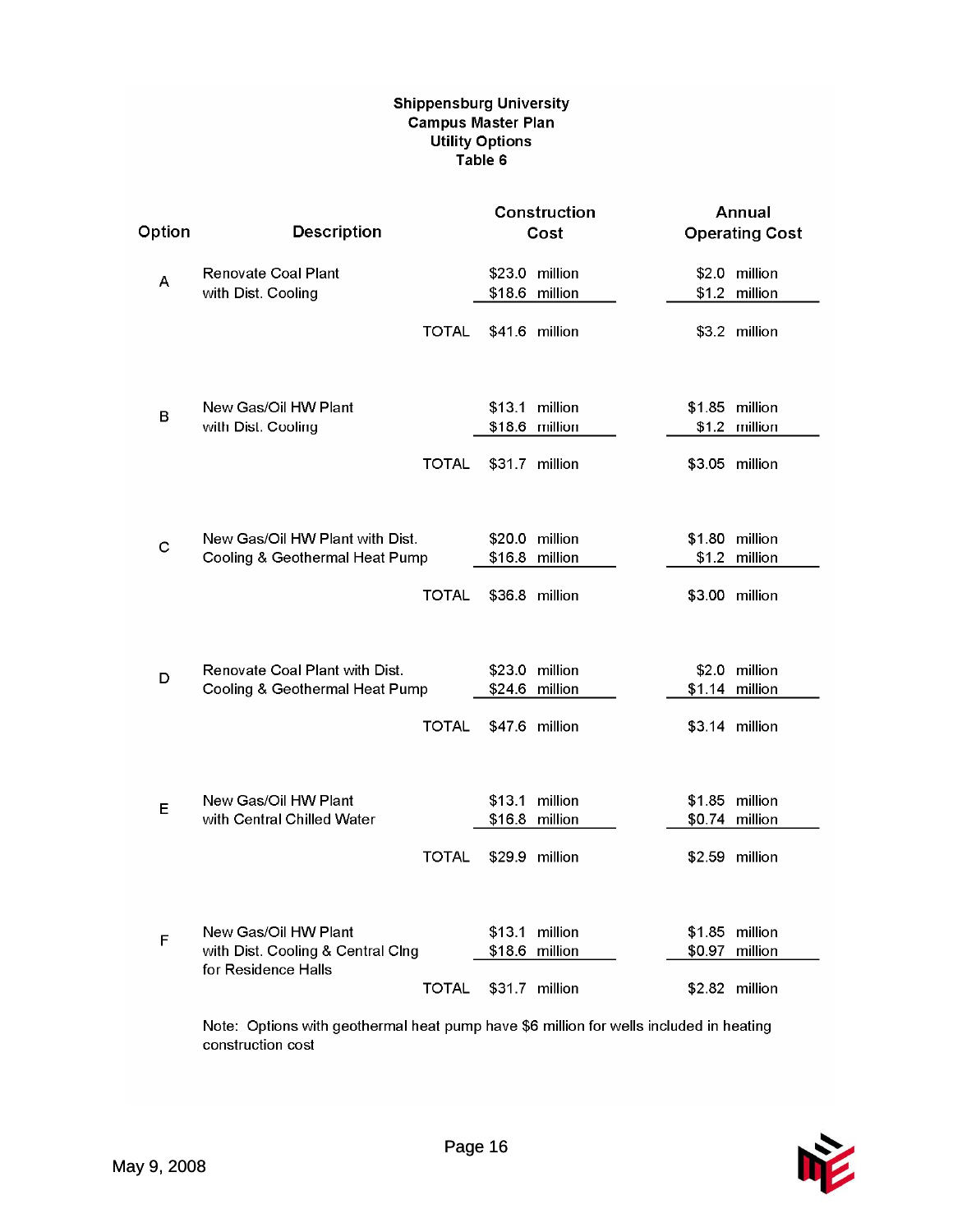**Shippensburg University**
**Campus Master Plan**
**Utility Options**
**Table 6**

| Option | Description | | Construction Cost | Annual Operating Cost |
|---|---|---|---|---|
| A | Renovate Coal Plant | | $23.0 million | $2.0 million |
| | with Dist. Cooling | | $18.6 million | $1.2 million |
| | | TOTAL | $41.6 million | $3.2 million |
| B | New Gas/Oil HW Plant | | $13.1 million | $1.85 million |
| | with Dist. Cooling | | $18.6 million | $1.2 million |
| | | TOTAL | $31.7 million | $3.05 million |
| C | New Gas/Oil HW Plant with Dist. | | $20.0 million | $1.80 million |
| | Cooling & Geothermal Heat Pump | | $16.8 million | $1.2 million |
| | | TOTAL | $36.8 million | $3.00 million |
| D | Renovate Coal Plant with Dist. | | $23.0 million | $2.0 million |
| | Cooling & Geothermal Heat Pump | | $24.6 million | $1.14 million |
| | | TOTAL | $47.6 million | $3.14 million |
| E | New Gas/Oil HW Plant | | $13.1 million | $1.85 million |
| | with Central Chilled Water | | $16.8 million | $0.74 million |
| | | TOTAL | $29.9 million | $2.59 million |
| F | New Gas/Oil HW Plant | | $13.1 million | $1.85 million |
| | with Dist. Cooling & Central Clng | | $18.6 million | $0.97 million |
| | for Residence Halls | TOTAL | $31.7 million | $2.82 million |

Note: Options with geothermal heat pump have $6 million for wells included in heating construction cost

May 9, 2008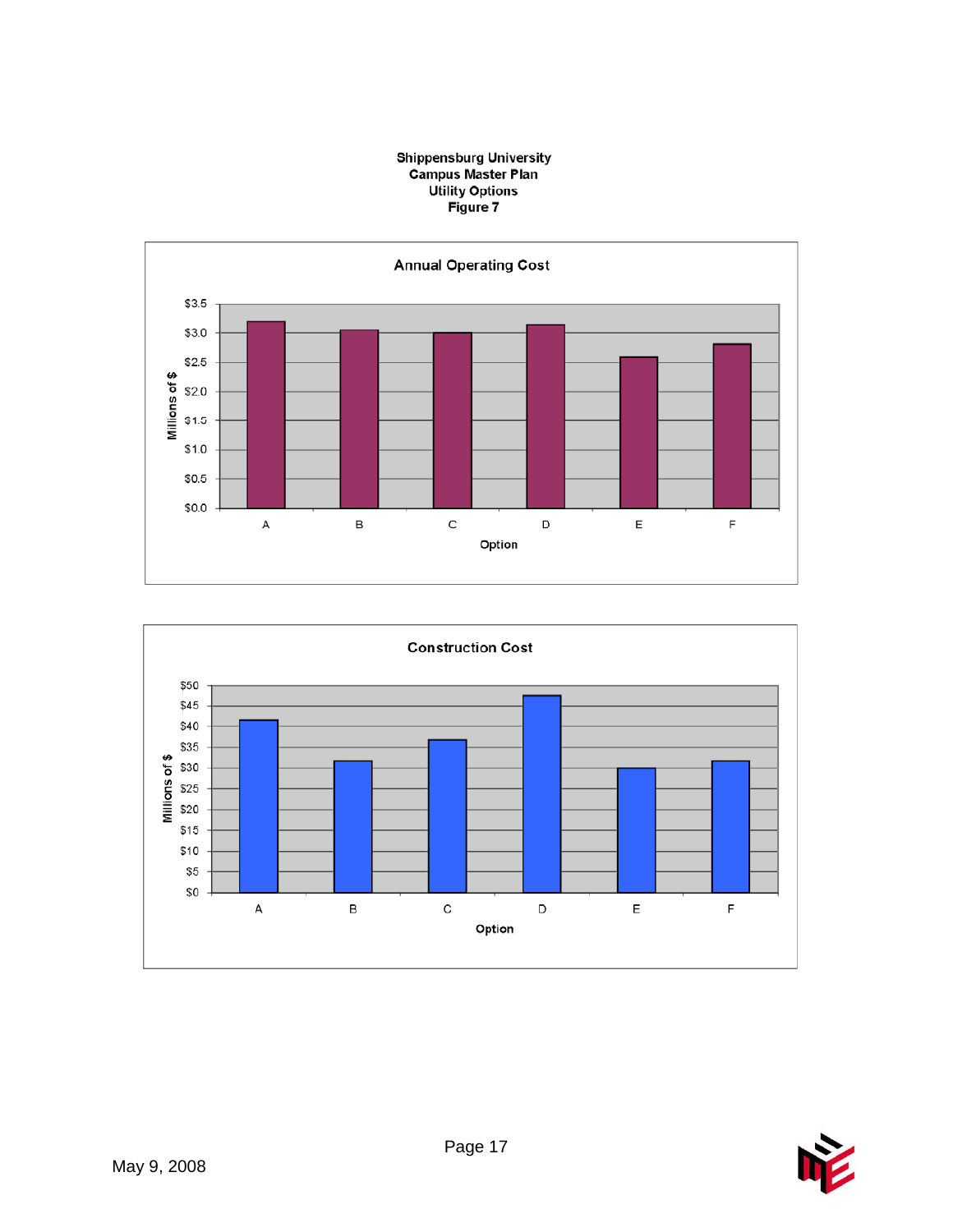**Shippensburg University**
**Campus Master Plan**
**Utility Options**
**Figure 7**

**Annual Operating Cost**

Millions of $

$3.5
$3.0
$2.5
$2.0
$1.5
$1.0
$0.5
$0.0

A B C D E F

Option

**Construction Cost**

Millions of $

$50
$45
$40
$35
$30
$25
$20
$15
$10
$5
$0

A B C D E F

Option

May 9, 2008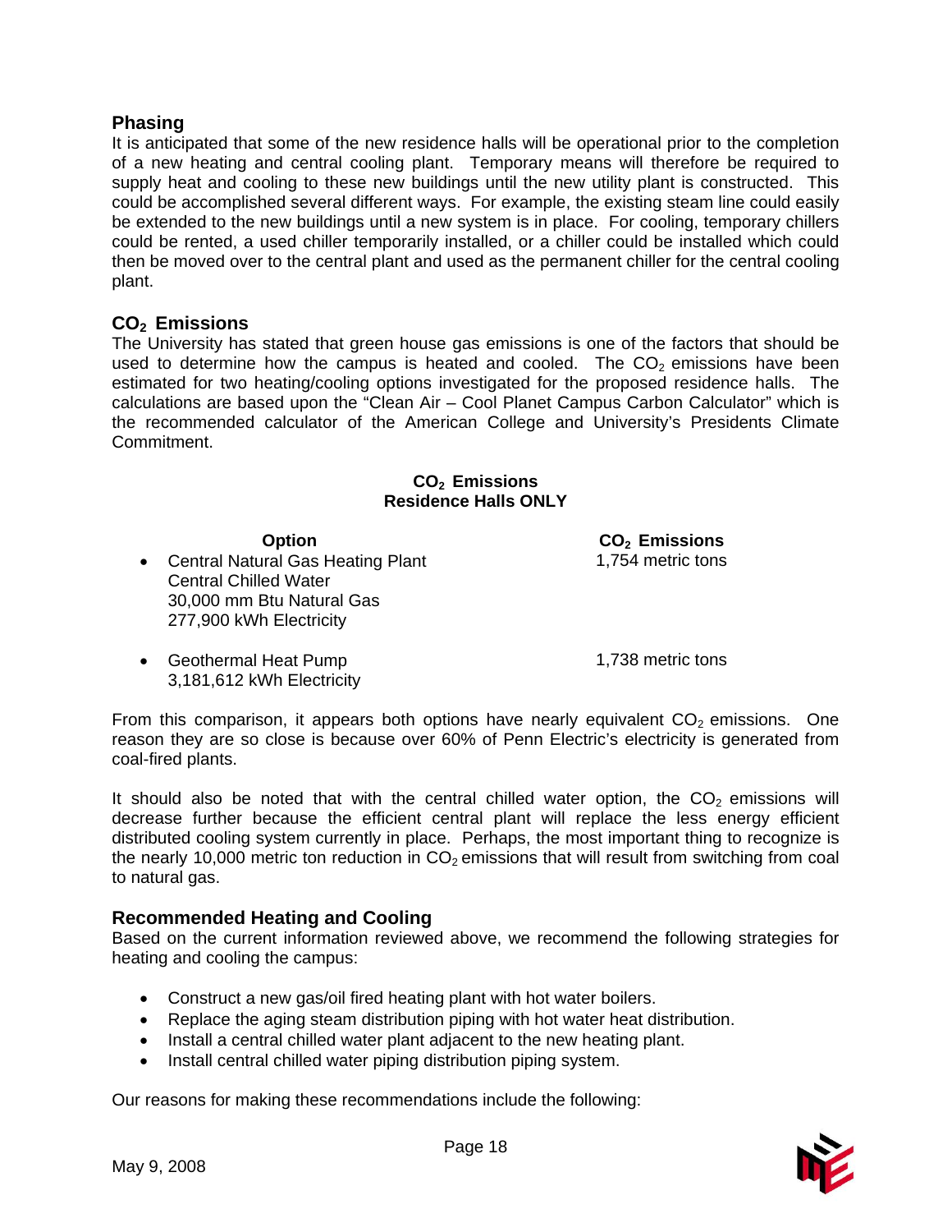## Phasing

It is anticipated that some of the new residence halls will be operational prior to the completion of a new heating and central cooling plant. Temporary means will therefore be required to supply heat and cooling to these new buildings until the new utility plant is constructed. This could be accomplished several different ways. For example, the existing steam line could easily be extended to the new buildings until a new system is in place. For cooling, temporary chillers could be rented, a used chiller temporarily installed, or a chiller could be installed which could then be moved over to the central plant and used as the permanent chiller for the central cooling plant.

## $CO_2$ Emissions

The University has stated that green house gas emissions is one of the factors that should be used to determine how the campus is heated and cooled. The $CO_2$ emissions have been estimated for two heating/cooling options investigated for the proposed residence halls. The calculations are based upon the "Clean Air – Cool Planet Campus Carbon Calculator" which is the recommended calculator of the American College and University's Presidents Climate Commitment.

**$CO_2$ Emissions**
**Residence Halls ONLY**

| Option | $CO_2$ Emissions |
|---|---|
| • Central Natural Gas Heating Plant<br>Central Chilled Water<br>30,000 mm Btu Natural Gas<br>277,900 kWh Electricity | 1,754 metric tons |
| • Geothermal Heat Pump<br>3,181,612 kWh Electricity | 1,738 metric tons |

From this comparison, it appears both options have nearly equivalent $CO_2$ emissions. One reason they are so close is because over 60% of Penn Electric's electricity is generated from coal-fired plants.

It should also be noted that with the central chilled water option, the $CO_2$ emissions will decrease further because the efficient central plant will replace the less energy efficient distributed cooling system currently in place. Perhaps, the most important thing to recognize is the nearly 10,000 metric ton reduction in $CO_2$ emissions that will result from switching from coal to natural gas.

## Recommended Heating and Cooling

Based on the current information reviewed above, we recommend the following strategies for heating and cooling the campus:

- Construct a new gas/oil fired heating plant with hot water boilers.
- Replace the aging steam distribution piping with hot water heat distribution.
- Install a central chilled water plant adjacent to the new heating plant.
- Install central chilled water piping distribution piping system.

Our reasons for making these recommendations include the following: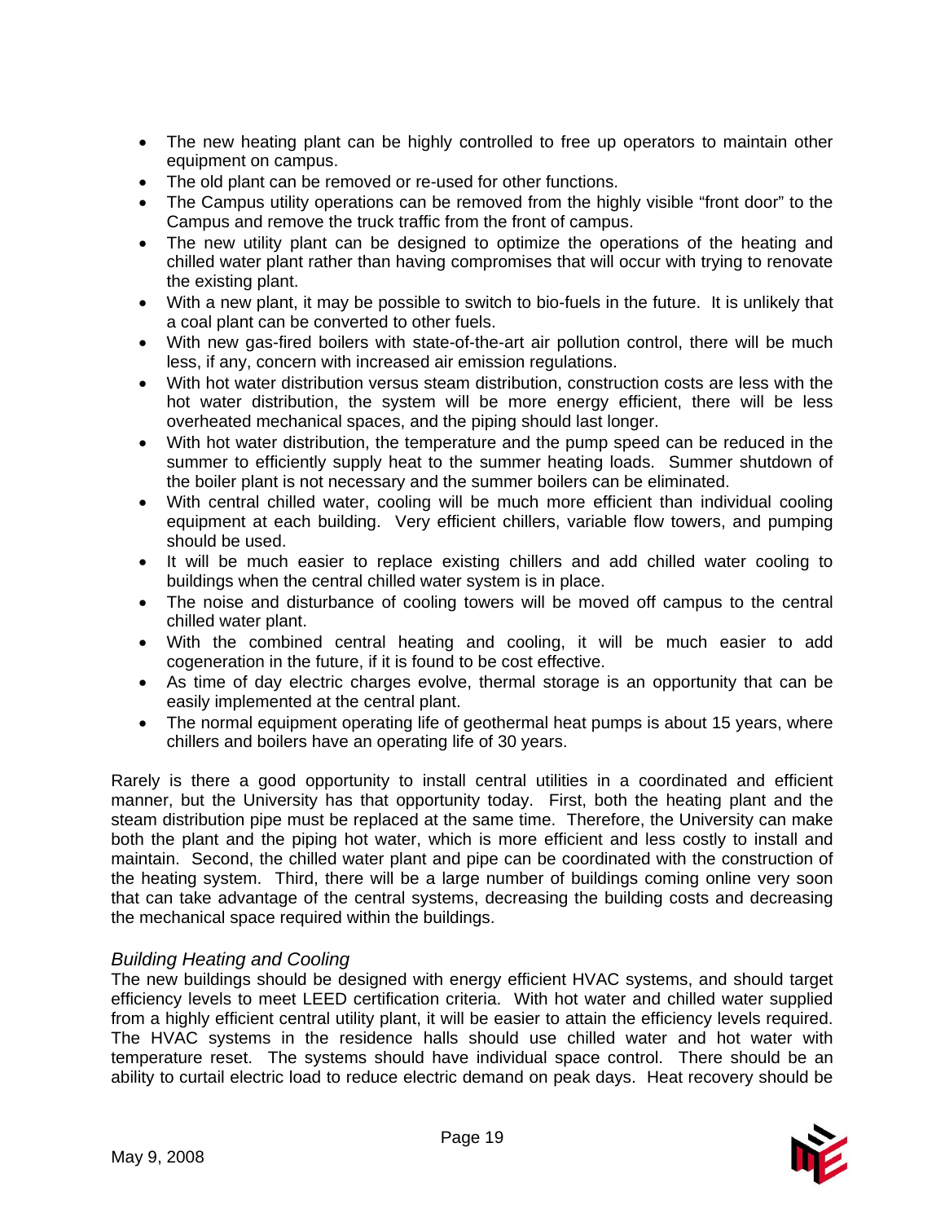- The new heating plant can be highly controlled to free up operators to maintain other equipment on campus.
- The old plant can be removed or re-used for other functions.
- The Campus utility operations can be removed from the highly visible "front door" to the Campus and remove the truck traffic from the front of campus.
- The new utility plant can be designed to optimize the operations of the heating and chilled water plant rather than having compromises that will occur with trying to renovate the existing plant.
- With a new plant, it may be possible to switch to bio-fuels in the future. It is unlikely that a coal plant can be converted to other fuels.
- With new gas-fired boilers with state-of-the-art air pollution control, there will be much less, if any, concern with increased air emission regulations.
- With hot water distribution versus steam distribution, construction costs are less with the hot water distribution, the system will be more energy efficient, there will be less overheated mechanical spaces, and the piping should last longer.
- With hot water distribution, the temperature and the pump speed can be reduced in the summer to efficiently supply heat to the summer heating loads. Summer shutdown of the boiler plant is not necessary and the summer boilers can be eliminated.
- With central chilled water, cooling will be much more efficient than individual cooling equipment at each building. Very efficient chillers, variable flow towers, and pumping should be used.
- It will be much easier to replace existing chillers and add chilled water cooling to buildings when the central chilled water system is in place.
- The noise and disturbance of cooling towers will be moved off campus to the central chilled water plant.
- With the combined central heating and cooling, it will be much easier to add cogeneration in the future, if it is found to be cost effective.
- As time of day electric charges evolve, thermal storage is an opportunity that can be easily implemented at the central plant.
- The normal equipment operating life of geothermal heat pumps is about 15 years, where chillers and boilers have an operating life of 30 years.

Rarely is there a good opportunity to install central utilities in a coordinated and efficient manner, but the University has that opportunity today. First, both the heating plant and the steam distribution pipe must be replaced at the same time. Therefore, the University can make both the plant and the piping hot water, which is more efficient and less costly to install and maintain. Second, the chilled water plant and pipe can be coordinated with the construction of the heating system. Third, there will be a large number of buildings coming online very soon that can take advantage of the central systems, decreasing the building costs and decreasing the mechanical space required within the buildings.

*Building Heating and Cooling*

The new buildings should be designed with energy efficient HVAC systems, and should target efficiency levels to meet LEED certification criteria. With hot water and chilled water supplied from a highly efficient central utility plant, it will be easier to attain the efficiency levels required. The HVAC systems in the residence halls should use chilled water and hot water with temperature reset. The systems should have individual space control. There should be an ability to curtail electric load to reduce electric demand on peak days. Heat recovery should be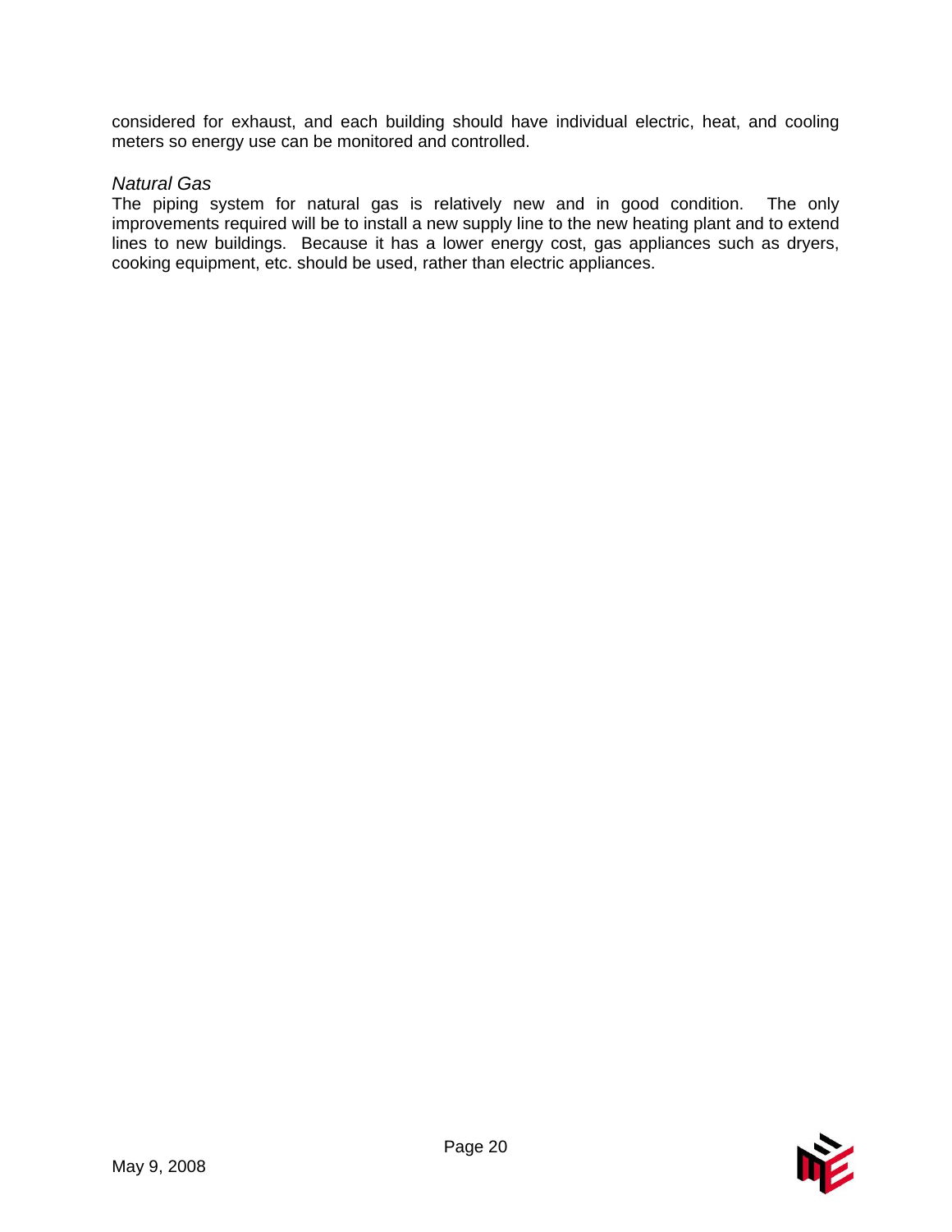considered for exhaust, and each building should have individual electric, heat, and cooling meters so energy use can be monitored and controlled.

*Natural Gas*

The piping system for natural gas is relatively new and in good condition. The only improvements required will be to install a new supply line to the new heating plant and to extend lines to new buildings. Because it has a lower energy cost, gas appliances such as dryers, cooking equipment, etc. should be used, rather than electric appliances.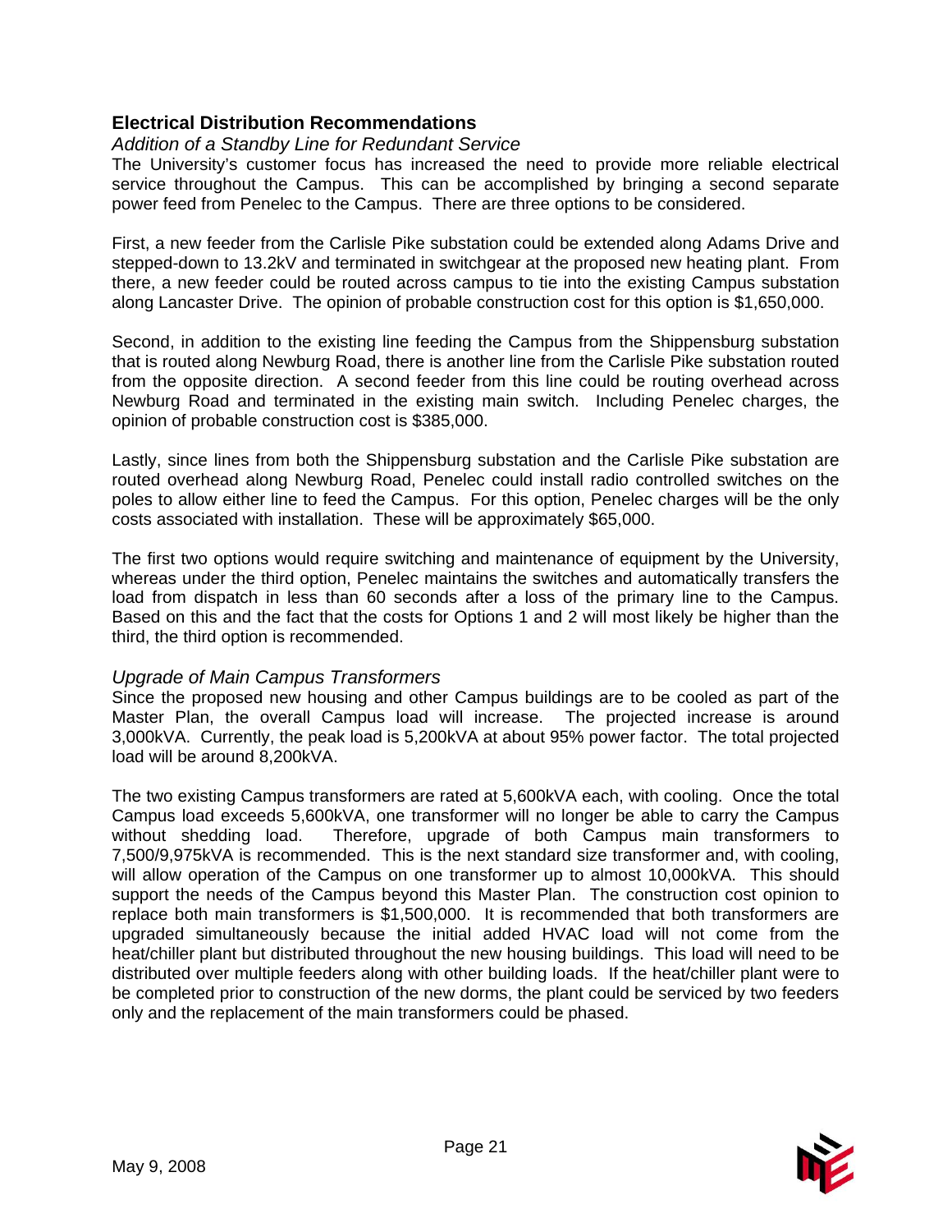## Electrical Distribution Recommendations

### *Addition of a Standby Line for Redundant Service*

The University's customer focus has increased the need to provide more reliable electrical service throughout the Campus. This can be accomplished by bringing a second separate power feed from Penelec to the Campus. There are three options to be considered.

First, a new feeder from the Carlisle Pike substation could be extended along Adams Drive and stepped-down to 13.2kV and terminated in switchgear at the proposed new heating plant. From there, a new feeder could be routed across campus to tie into the existing Campus substation along Lancaster Drive. The opinion of probable construction cost for this option is $1,650,000.

Second, in addition to the existing line feeding the Campus from the Shippensburg substation that is routed along Newburg Road, there is another line from the Carlisle Pike substation routed from the opposite direction. A second feeder from this line could be routing overhead across Newburg Road and terminated in the existing main switch. Including Penelec charges, the opinion of probable construction cost is $385,000.

Lastly, since lines from both the Shippensburg substation and the Carlisle Pike substation are routed overhead along Newburg Road, Penelec could install radio controlled switches on the poles to allow either line to feed the Campus. For this option, Penelec charges will be the only costs associated with installation. These will be approximately $65,000.

The first two options would require switching and maintenance of equipment by the University, whereas under the third option, Penelec maintains the switches and automatically transfers the load from dispatch in less than 60 seconds after a loss of the primary line to the Campus. Based on this and the fact that the costs for Options 1 and 2 will most likely be higher than the third, the third option is recommended.

### *Upgrade of Main Campus Transformers*

Since the proposed new housing and other Campus buildings are to be cooled as part of the Master Plan, the overall Campus load will increase. The projected increase is around 3,000kVA. Currently, the peak load is 5,200kVA at about 95% power factor. The total projected load will be around 8,200kVA.

The two existing Campus transformers are rated at 5,600kVA each, with cooling. Once the total Campus load exceeds 5,600kVA, one transformer will no longer be able to carry the Campus without shedding load. Therefore, upgrade of both Campus main transformers to 7,500/9,975kVA is recommended. This is the next standard size transformer and, with cooling, will allow operation of the Campus on one transformer up to almost 10,000kVA. This should support the needs of the Campus beyond this Master Plan. The construction cost opinion to replace both main transformers is $1,500,000. It is recommended that both transformers are upgraded simultaneously because the initial added HVAC load will not come from the heat/chiller plant but distributed throughout the new housing buildings. This load will need to be distributed over multiple feeders along with other building loads. If the heat/chiller plant were to be completed prior to construction of the new dorms, the plant could be serviced by two feeders only and the replacement of the main transformers could be phased.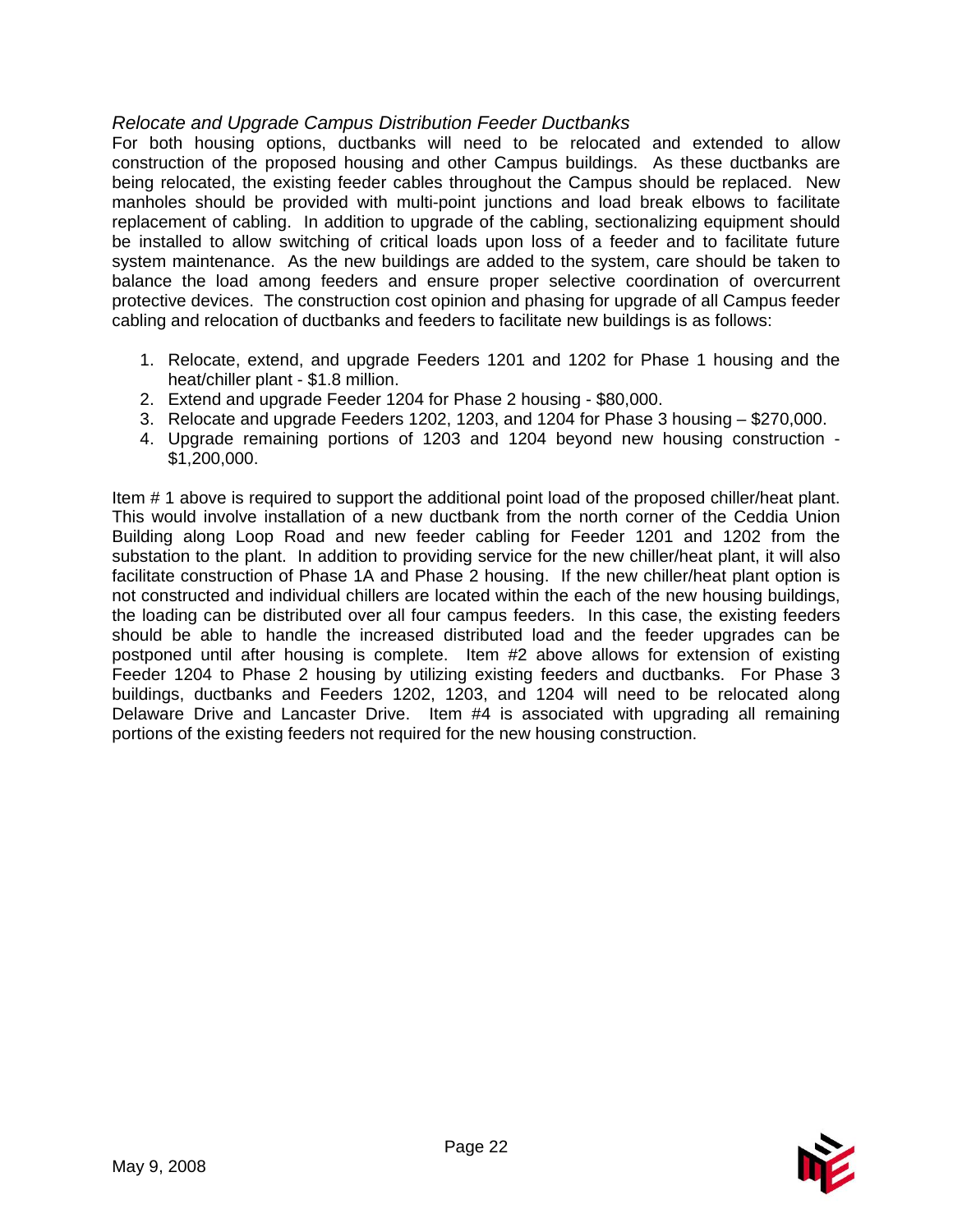*Relocate and Upgrade Campus Distribution Feeder Ductbanks*

For both housing options, ductbanks will need to be relocated and extended to allow construction of the proposed housing and other Campus buildings. As these ductbanks are being relocated, the existing feeder cables throughout the Campus should be replaced. New manholes should be provided with multi-point junctions and load break elbows to facilitate replacement of cabling. In addition to upgrade of the cabling, sectionalizing equipment should be installed to allow switching of critical loads upon loss of a feeder and to facilitate future system maintenance. As the new buildings are added to the system, care should be taken to balance the load among feeders and ensure proper selective coordination of overcurrent protective devices. The construction cost opinion and phasing for upgrade of all Campus feeder cabling and relocation of ductbanks and feeders to facilitate new buildings is as follows:

1. Relocate, extend, and upgrade Feeders 1201 and 1202 for Phase 1 housing and the heat/chiller plant - $1.8 million.
2. Extend and upgrade Feeder 1204 for Phase 2 housing - $80,000.
3. Relocate and upgrade Feeders 1202, 1203, and 1204 for Phase 3 housing – $270,000.
4. Upgrade remaining portions of 1203 and 1204 beyond new housing construction - $1,200,000.

Item # 1 above is required to support the additional point load of the proposed chiller/heat plant. This would involve installation of a new ductbank from the north corner of the Ceddia Union Building along Loop Road and new feeder cabling for Feeder 1201 and 1202 from the substation to the plant. In addition to providing service for the new chiller/heat plant, it will also facilitate construction of Phase 1A and Phase 2 housing. If the new chiller/heat plant option is not constructed and individual chillers are located within the each of the new housing buildings, the loading can be distributed over all four campus feeders. In this case, the existing feeders should be able to handle the increased distributed load and the feeder upgrades can be postponed until after housing is complete. Item #2 above allows for extension of existing Feeder 1204 to Phase 2 housing by utilizing existing feeders and ductbanks. For Phase 3 buildings, ductbanks and Feeders 1202, 1203, and 1204 will need to be relocated along Delaware Drive and Lancaster Drive. Item #4 is associated with upgrading all remaining portions of the existing feeders not required for the new housing construction.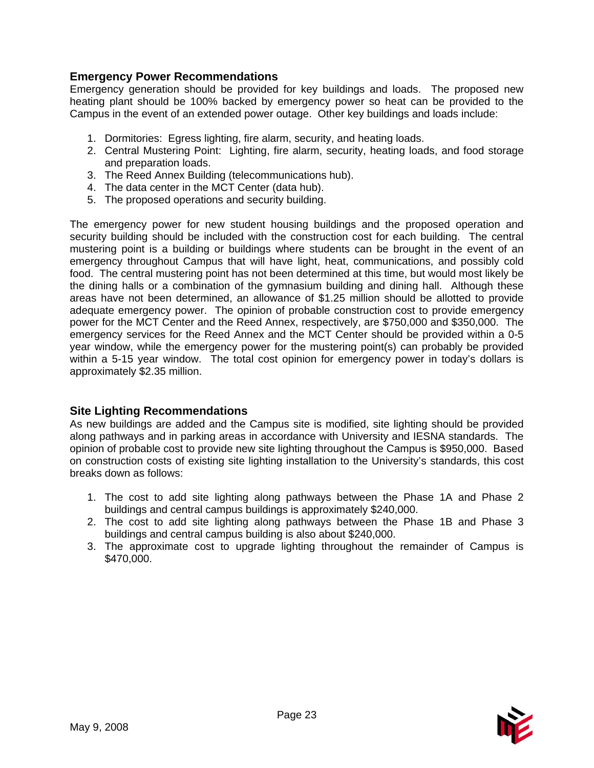## Emergency Power Recommendations

Emergency generation should be provided for key buildings and loads. The proposed new heating plant should be 100% backed by emergency power so heat can be provided to the Campus in the event of an extended power outage. Other key buildings and loads include:

1. Dormitories: Egress lighting, fire alarm, security, and heating loads.
2. Central Mustering Point: Lighting, fire alarm, security, heating loads, and food storage and preparation loads.
3. The Reed Annex Building (telecommunications hub).
4. The data center in the MCT Center (data hub).
5. The proposed operations and security building.

The emergency power for new student housing buildings and the proposed operation and security building should be included with the construction cost for each building. The central mustering point is a building or buildings where students can be brought in the event of an emergency throughout Campus that will have light, heat, communications, and possibly cold food. The central mustering point has not been determined at this time, but would most likely be the dining halls or a combination of the gymnasium building and dining hall. Although these areas have not been determined, an allowance of $1.25 million should be allotted to provide adequate emergency power. The opinion of probable construction cost to provide emergency power for the MCT Center and the Reed Annex, respectively, are $750,000 and $350,000. The emergency services for the Reed Annex and the MCT Center should be provided within a 0-5 year window, while the emergency power for the mustering point(s) can probably be provided within a 5-15 year window. The total cost opinion for emergency power in today's dollars is approximately $2.35 million.

## Site Lighting Recommendations

As new buildings are added and the Campus site is modified, site lighting should be provided along pathways and in parking areas in accordance with University and IESNA standards. The opinion of probable cost to provide new site lighting throughout the Campus is $950,000. Based on construction costs of existing site lighting installation to the University's standards, this cost breaks down as follows:

1. The cost to add site lighting along pathways between the Phase 1A and Phase 2 buildings and central campus buildings is approximately $240,000.
2. The cost to add site lighting along pathways between the Phase 1B and Phase 3 buildings and central campus building is also about $240,000.
3. The approximate cost to upgrade lighting throughout the remainder of Campus is $470,000.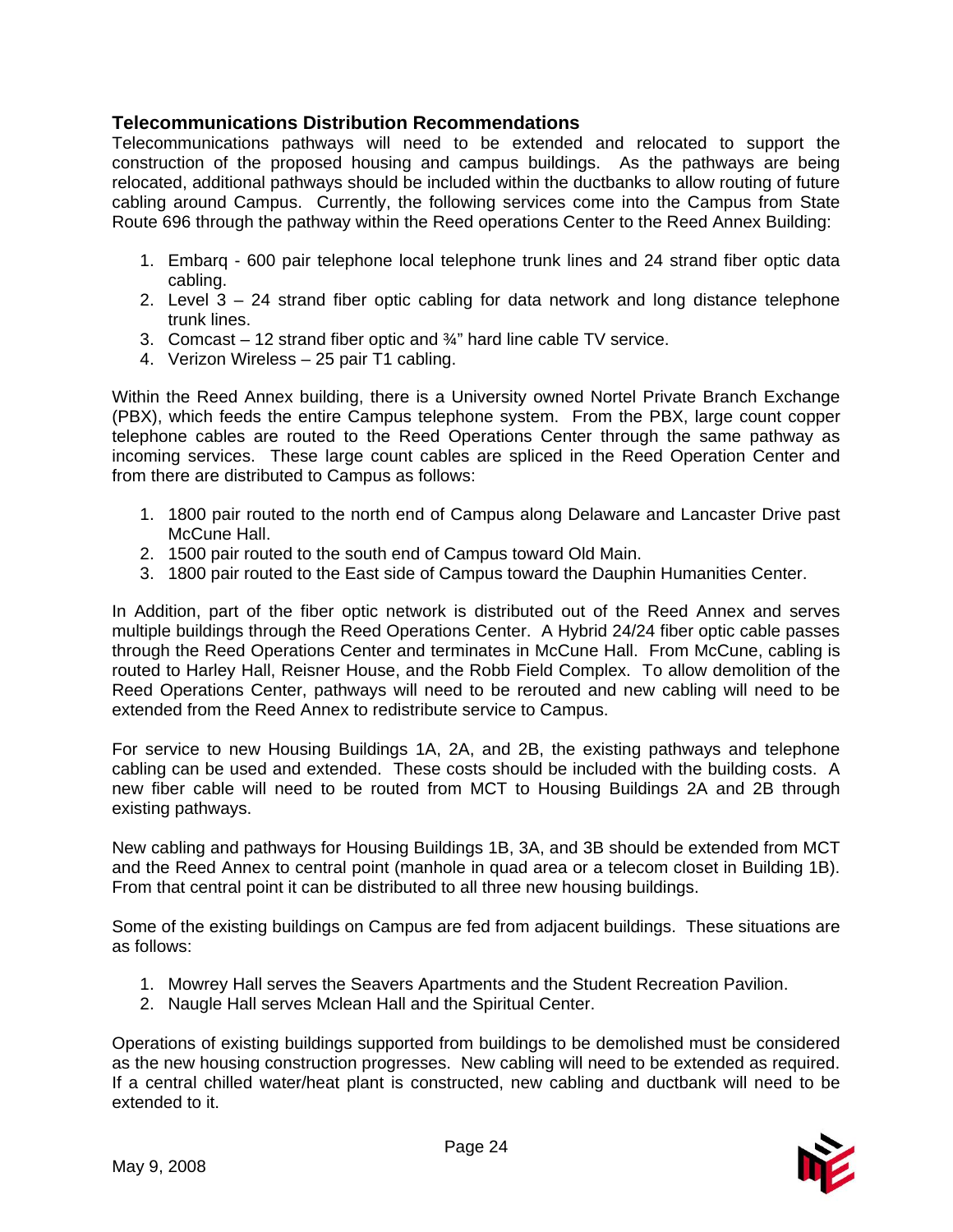## Telecommunications Distribution Recommendations

Telecommunications pathways will need to be extended and relocated to support the construction of the proposed housing and campus buildings. As the pathways are being relocated, additional pathways should be included within the ductbanks to allow routing of future cabling around Campus. Currently, the following services come into the Campus from State Route 696 through the pathway within the Reed operations Center to the Reed Annex Building:

1. Embarq - 600 pair telephone local telephone trunk lines and 24 strand fiber optic data cabling.
2. Level 3 – 24 strand fiber optic cabling for data network and long distance telephone trunk lines.
3. Comcast – 12 strand fiber optic and ¾" hard line cable TV service.
4. Verizon Wireless – 25 pair T1 cabling.

Within the Reed Annex building, there is a University owned Nortel Private Branch Exchange (PBX), which feeds the entire Campus telephone system. From the PBX, large count copper telephone cables are routed to the Reed Operations Center through the same pathway as incoming services. These large count cables are spliced in the Reed Operation Center and from there are distributed to Campus as follows:

1. 1800 pair routed to the north end of Campus along Delaware and Lancaster Drive past McCune Hall.
2. 1500 pair routed to the south end of Campus toward Old Main.
3. 1800 pair routed to the East side of Campus toward the Dauphin Humanities Center.

In Addition, part of the fiber optic network is distributed out of the Reed Annex and serves multiple buildings through the Reed Operations Center. A Hybrid 24/24 fiber optic cable passes through the Reed Operations Center and terminates in McCune Hall. From McCune, cabling is routed to Harley Hall, Reisner House, and the Robb Field Complex. To allow demolition of the Reed Operations Center, pathways will need to be rerouted and new cabling will need to be extended from the Reed Annex to redistribute service to Campus.

For service to new Housing Buildings 1A, 2A, and 2B, the existing pathways and telephone cabling can be used and extended. These costs should be included with the building costs. A new fiber cable will need to be routed from MCT to Housing Buildings 2A and 2B through existing pathways.

New cabling and pathways for Housing Buildings 1B, 3A, and 3B should be extended from MCT and the Reed Annex to central point (manhole in quad area or a telecom closet in Building 1B). From that central point it can be distributed to all three new housing buildings.

Some of the existing buildings on Campus are fed from adjacent buildings. These situations are as follows:

1. Mowrey Hall serves the Seavers Apartments and the Student Recreation Pavilion.
2. Naugle Hall serves Mclean Hall and the Spiritual Center.

Operations of existing buildings supported from buildings to be demolished must be considered as the new housing construction progresses. New cabling will need to be extended as required. If a central chilled water/heat plant is constructed, new cabling and ductbank will need to be extended to it.

May 9, 2008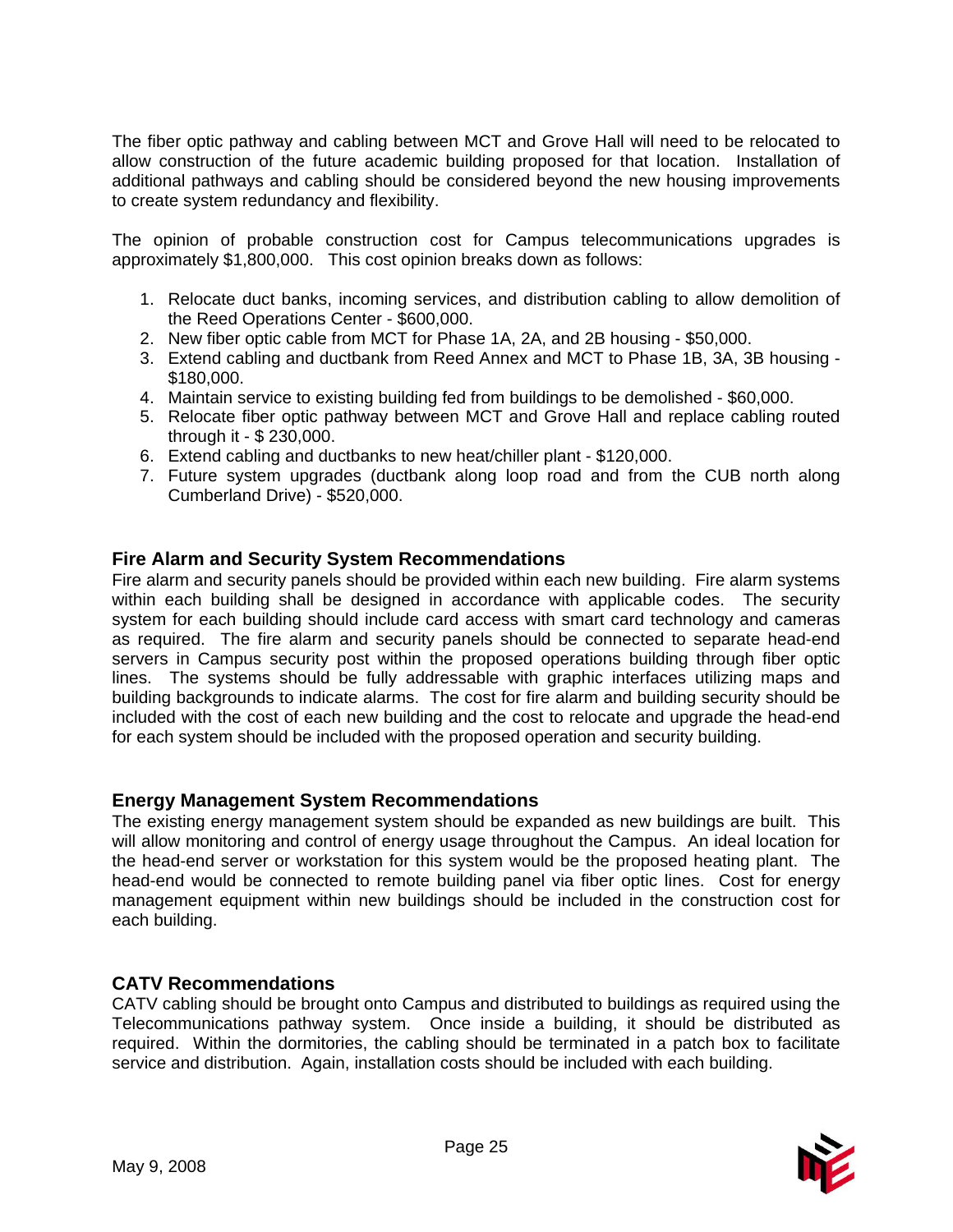The fiber optic pathway and cabling between MCT and Grove Hall will need to be relocated to allow construction of the future academic building proposed for that location. Installation of additional pathways and cabling should be considered beyond the new housing improvements to create system redundancy and flexibility.

The opinion of probable construction cost for Campus telecommunications upgrades is approximately $1,800,000. This cost opinion breaks down as follows:

1. Relocate duct banks, incoming services, and distribution cabling to allow demolition of the Reed Operations Center - $600,000.
2. New fiber optic cable from MCT for Phase 1A, 2A, and 2B housing - $50,000.
3. Extend cabling and ductbank from Reed Annex and MCT to Phase 1B, 3A, 3B housing - $180,000.
4. Maintain service to existing building fed from buildings to be demolished - $60,000.
5. Relocate fiber optic pathway between MCT and Grove Hall and replace cabling routed through it - $ 230,000.
6. Extend cabling and ductbanks to new heat/chiller plant - $120,000.
7. Future system upgrades (ductbank along loop road and from the CUB north along Cumberland Drive) - $520,000.

### Fire Alarm and Security System Recommendations

Fire alarm and security panels should be provided within each new building. Fire alarm systems within each building shall be designed in accordance with applicable codes. The security system for each building should include card access with smart card technology and cameras as required. The fire alarm and security panels should be connected to separate head-end servers in Campus security post within the proposed operations building through fiber optic lines. The systems should be fully addressable with graphic interfaces utilizing maps and building backgrounds to indicate alarms. The cost for fire alarm and building security should be included with the cost of each new building and the cost to relocate and upgrade the head-end for each system should be included with the proposed operation and security building.

### Energy Management System Recommendations

The existing energy management system should be expanded as new buildings are built. This will allow monitoring and control of energy usage throughout the Campus. An ideal location for the head-end server or workstation for this system would be the proposed heating plant. The head-end would be connected to remote building panel via fiber optic lines. Cost for energy management equipment within new buildings should be included in the construction cost for each building.

### CATV Recommendations

CATV cabling should be brought onto Campus and distributed to buildings as required using the Telecommunications pathway system. Once inside a building, it should be distributed as required. Within the dormitories, the cabling should be terminated in a patch box to facilitate service and distribution. Again, installation costs should be included with each building.

May 9, 2008